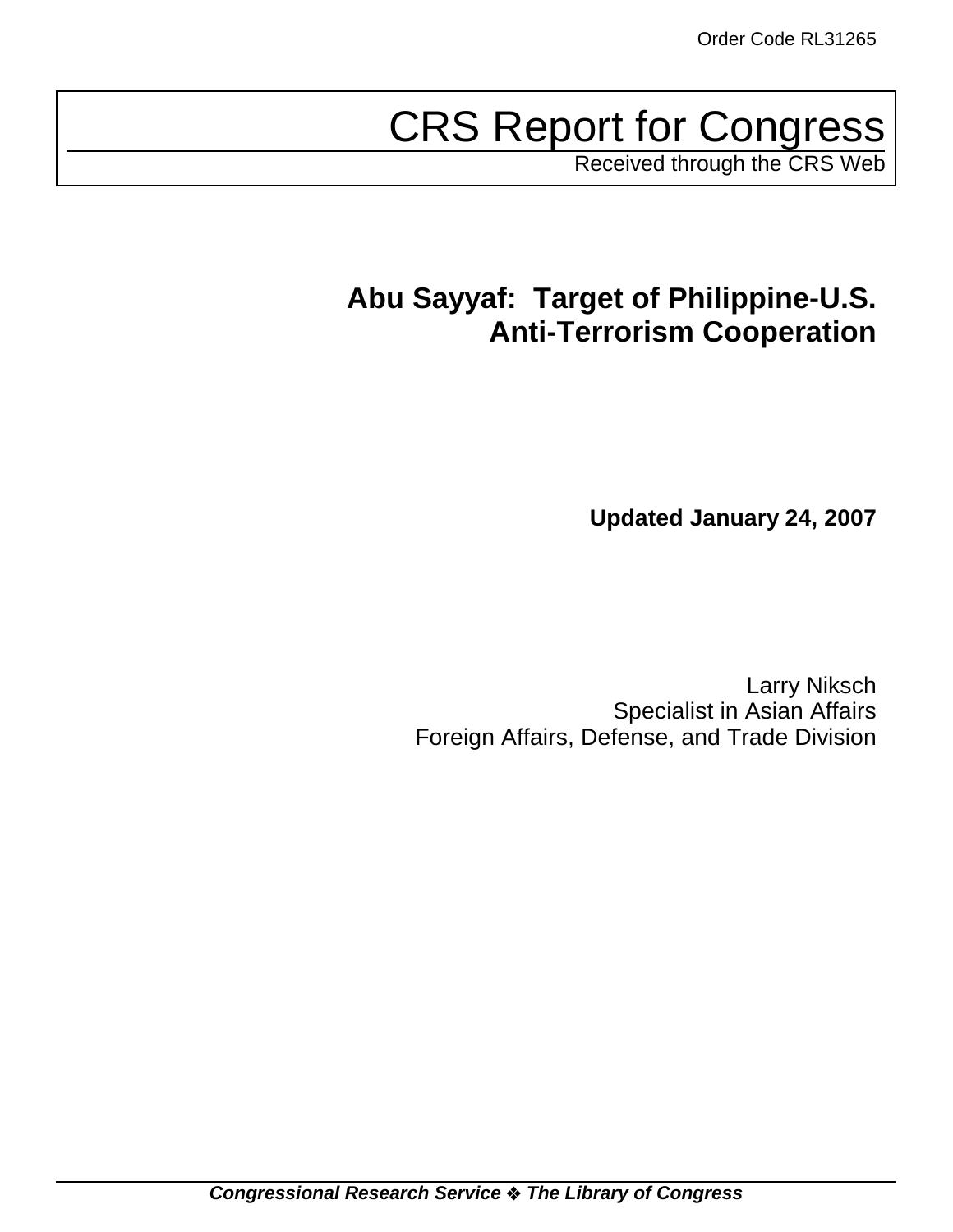Order Code RL31265

# CRS Report for Congress

Received through the CRS Web

## Abu Sayyaf: Target of Philippine-U.S. Anti-Terrorism Cooperation

**Updated January 24, 2007**

Larry Niksch
Specialist in Asian Affairs
Foreign Affairs, Defense, and Trade Division

***Congressional Research Service ❖ The Library of Congress***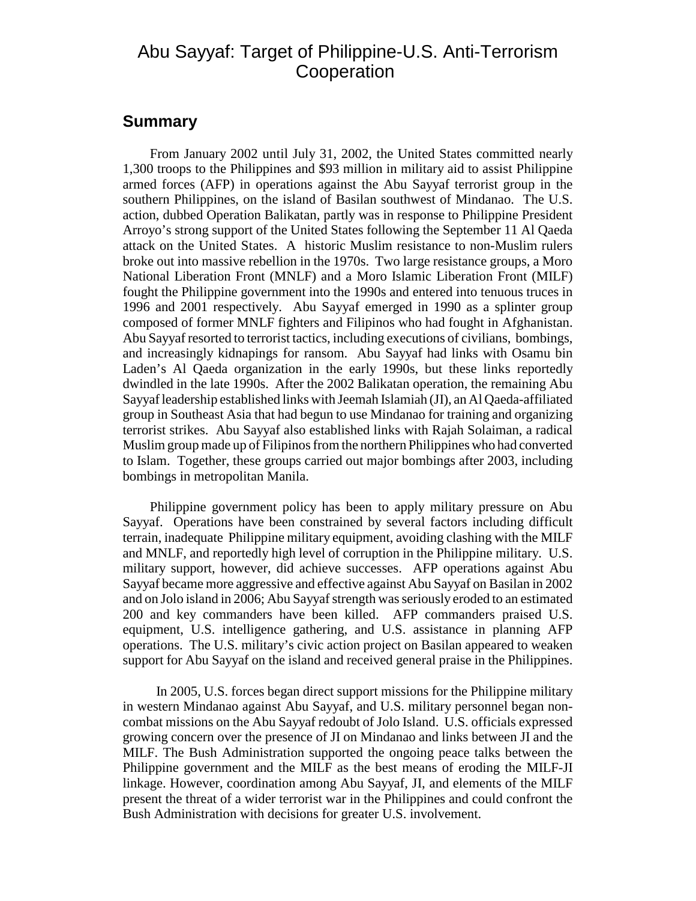# Abu Sayyaf: Target of Philippine-U.S. Anti-Terrorism Cooperation

## Summary

From January 2002 until July 31, 2002, the United States committed nearly 1,300 troops to the Philippines and $93 million in military aid to assist Philippine armed forces (AFP) in operations against the Abu Sayyaf terrorist group in the southern Philippines, on the island of Basilan southwest of Mindanao. The U.S. action, dubbed Operation Balikatan, partly was in response to Philippine President Arroyo's strong support of the United States following the September 11 Al Qaeda attack on the United States. A historic Muslim resistance to non-Muslim rulers broke out into massive rebellion in the 1970s. Two large resistance groups, a Moro National Liberation Front (MNLF) and a Moro Islamic Liberation Front (MILF) fought the Philippine government into the 1990s and entered into tenuous truces in 1996 and 2001 respectively. Abu Sayyaf emerged in 1990 as a splinter group composed of former MNLF fighters and Filipinos who had fought in Afghanistan. Abu Sayyaf resorted to terrorist tactics, including executions of civilians, bombings, and increasingly kidnapings for ransom. Abu Sayyaf had links with Osamu bin Laden's Al Qaeda organization in the early 1990s, but these links reportedly dwindled in the late 1990s. After the 2002 Balikatan operation, the remaining Abu Sayyaf leadership established links with Jeemah Islamiah (JI), an Al Qaeda-affiliated group in Southeast Asia that had begun to use Mindanao for training and organizing terrorist strikes. Abu Sayyaf also established links with Rajah Solaiman, a radical Muslim group made up of Filipinos from the northern Philippines who had converted to Islam. Together, these groups carried out major bombings after 2003, including bombings in metropolitan Manila.

Philippine government policy has been to apply military pressure on Abu Sayyaf. Operations have been constrained by several factors including difficult terrain, inadequate Philippine military equipment, avoiding clashing with the MILF and MNLF, and reportedly high level of corruption in the Philippine military. U.S. military support, however, did achieve successes. AFP operations against Abu Sayyaf became more aggressive and effective against Abu Sayyaf on Basilan in 2002 and on Jolo island in 2006; Abu Sayyaf strength was seriously eroded to an estimated 200 and key commanders have been killed. AFP commanders praised U.S. equipment, U.S. intelligence gathering, and U.S. assistance in planning AFP operations. The U.S. military's civic action project on Basilan appeared to weaken support for Abu Sayyaf on the island and received general praise in the Philippines.

In 2005, U.S. forces began direct support missions for the Philippine military in western Mindanao against Abu Sayyaf, and U.S. military personnel began non-combat missions on the Abu Sayyaf redoubt of Jolo Island. U.S. officials expressed growing concern over the presence of JI on Mindanao and links between JI and the MILF. The Bush Administration supported the ongoing peace talks between the Philippine government and the MILF as the best means of eroding the MILF-JI linkage. However, coordination among Abu Sayyaf, JI, and elements of the MILF present the threat of a wider terrorist war in the Philippines and could confront the Bush Administration with decisions for greater U.S. involvement.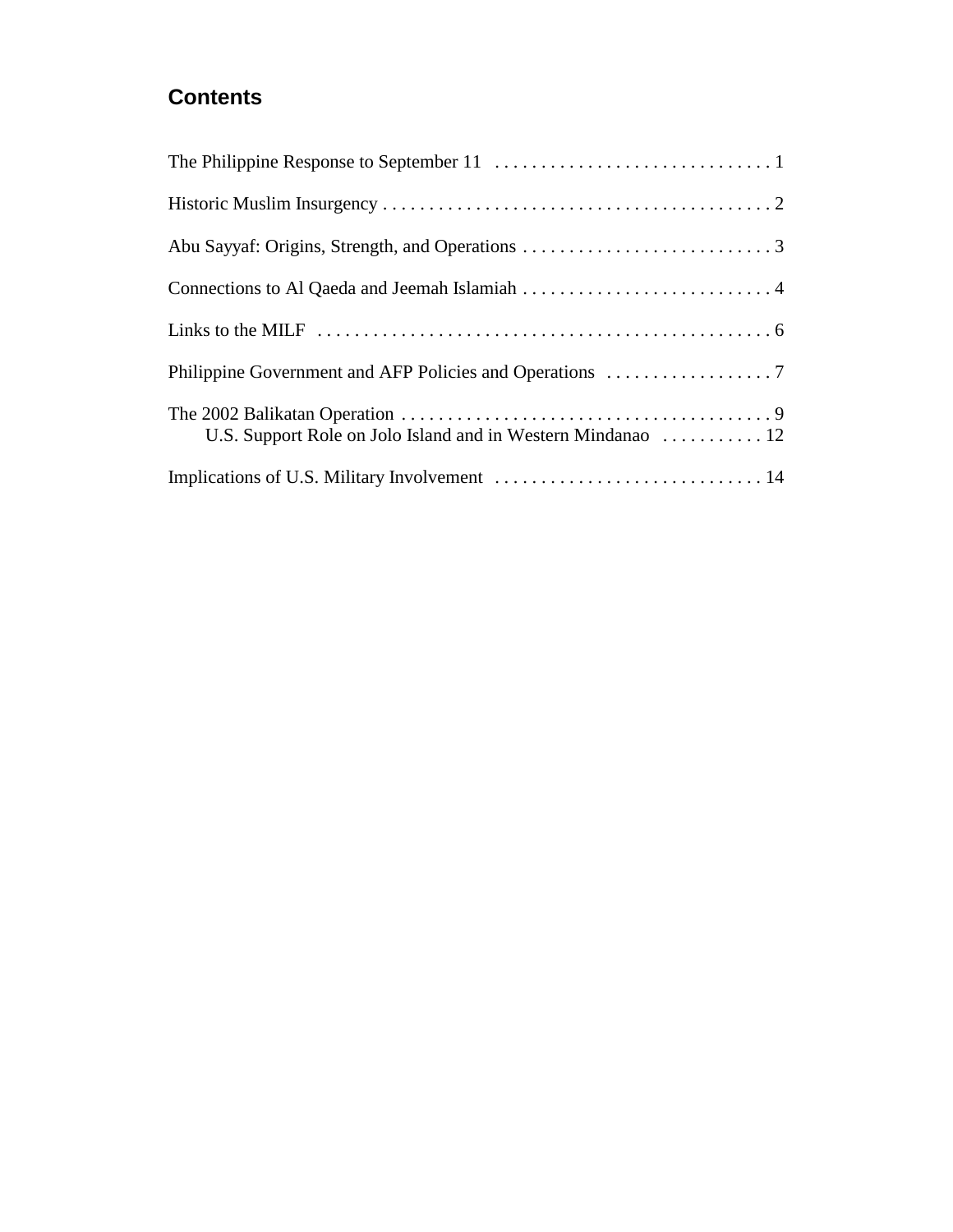## Contents

The Philippine Response to September 11 . . . . . . . . . . . . . . . . . . . . . . . . . . . . . . 1

Historic Muslim Insurgency . . . . . . . . . . . . . . . . . . . . . . . . . . . . . . . . . . . . . . . . . . . 2

Abu Sayyaf: Origins, Strength, and Operations . . . . . . . . . . . . . . . . . . . . . . . . . . . . 3

Connections to Al Qaeda and Jeemah Islamiah . . . . . . . . . . . . . . . . . . . . . . . . . . . . 4

Links to the MILF . . . . . . . . . . . . . . . . . . . . . . . . . . . . . . . . . . . . . . . . . . . . . . . . . . 6

Philippine Government and AFP Policies and Operations . . . . . . . . . . . . . . . . . . 7

The 2002 Balikatan Operation . . . . . . . . . . . . . . . . . . . . . . . . . . . . . . . . . . . . . . . . . 9
    U.S. Support Role on Jolo Island and in Western Mindanao . . . . . . . . . . . 12

Implications of U.S. Military Involvement . . . . . . . . . . . . . . . . . . . . . . . . . . . . . 14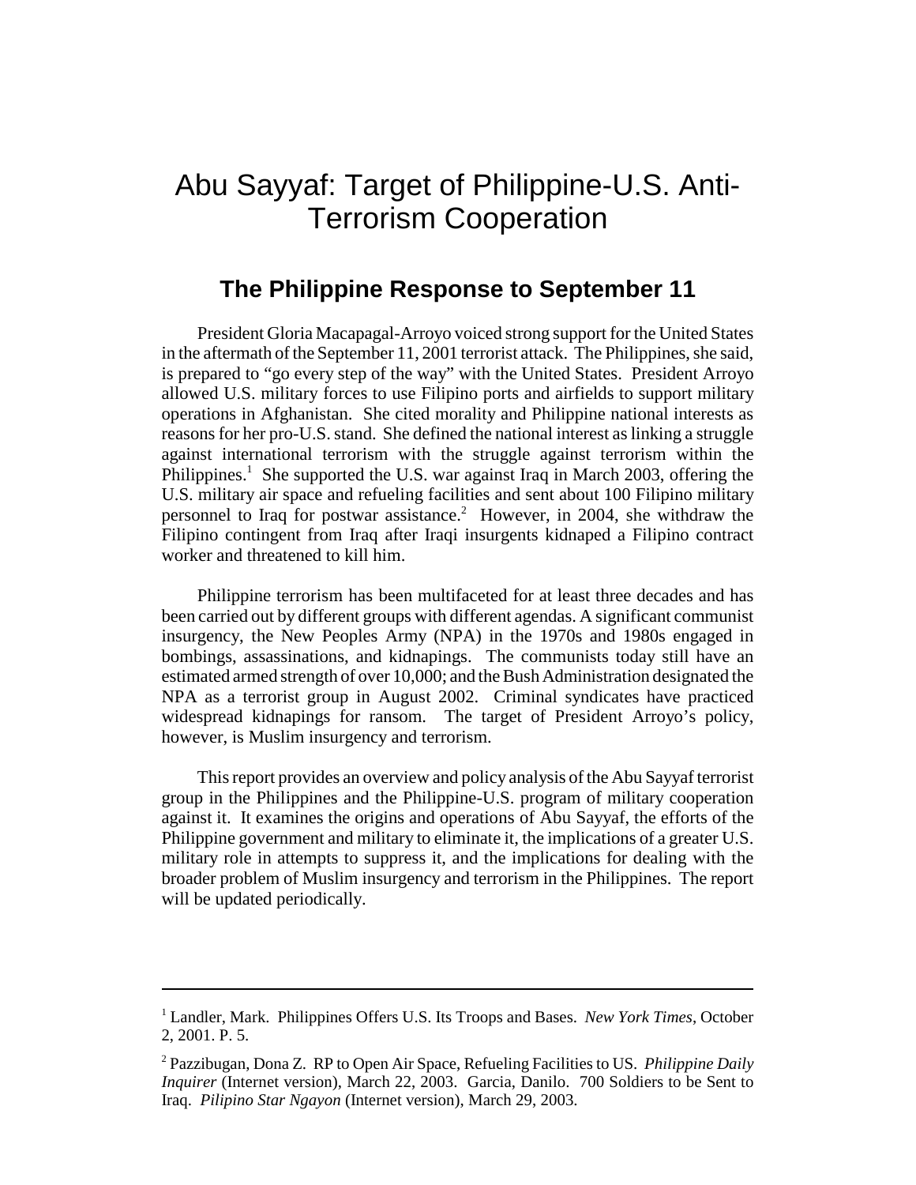# Abu Sayyaf: Target of Philippine-U.S. Anti-Terrorism Cooperation

## The Philippine Response to September 11

President Gloria Macapagal-Arroyo voiced strong support for the United States in the aftermath of the September 11, 2001 terrorist attack. The Philippines, she said, is prepared to "go every step of the way" with the United States. President Arroyo allowed U.S. military forces to use Filipino ports and airfields to support military operations in Afghanistan. She cited morality and Philippine national interests as reasons for her pro-U.S. stand. She defined the national interest as linking a struggle against international terrorism with the struggle against terrorism within the Philippines.[1] She supported the U.S. war against Iraq in March 2003, offering the U.S. military air space and refueling facilities and sent about 100 Filipino military personnel to Iraq for postwar assistance.[2] However, in 2004, she withdraw the Filipino contingent from Iraq after Iraqi insurgents kidnaped a Filipino contract worker and threatened to kill him.

Philippine terrorism has been multifaceted for at least three decades and has been carried out by different groups with different agendas. A significant communist insurgency, the New Peoples Army (NPA) in the 1970s and 1980s engaged in bombings, assassinations, and kidnapings. The communists today still have an estimated armed strength of over 10,000; and the Bush Administration designated the NPA as a terrorist group in August 2002. Criminal syndicates have practiced widespread kidnapings for ransom. The target of President Arroyo's policy, however, is Muslim insurgency and terrorism.

This report provides an overview and policy analysis of the Abu Sayyaf terrorist group in the Philippines and the Philippine-U.S. program of military cooperation against it. It examines the origins and operations of Abu Sayyaf, the efforts of the Philippine government and military to eliminate it, the implications of a greater U.S. military role in attempts to suppress it, and the implications for dealing with the broader problem of Muslim insurgency and terrorism in the Philippines. The report will be updated periodically.

---

[1] Landler, Mark. Philippines Offers U.S. Its Troops and Bases. *New York Times*, October 2, 2001. P. 5.

[2] Pazzibugan, Dona Z. RP to Open Air Space, Refueling Facilities to US. *Philippine Daily Inquirer* (Internet version), March 22, 2003. Garcia, Danilo. 700 Soldiers to be Sent to Iraq. *Pilipino Star Ngayon* (Internet version), March 29, 2003.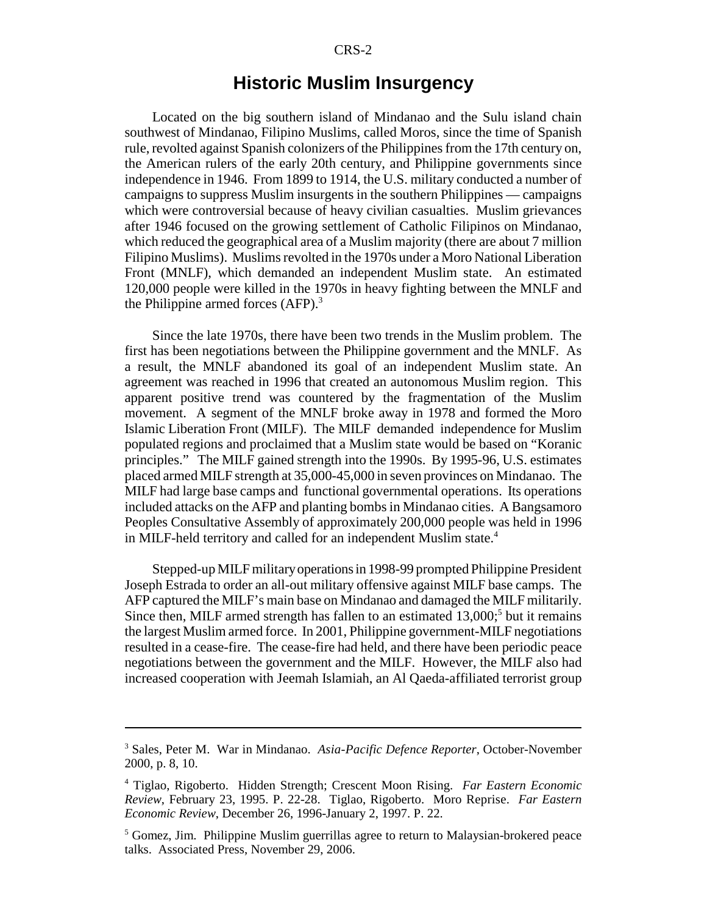## Historic Muslim Insurgency

Located on the big southern island of Mindanao and the Sulu island chain southwest of Mindanao, Filipino Muslims, called Moros, since the time of Spanish rule, revolted against Spanish colonizers of the Philippines from the 17th century on, the American rulers of the early 20th century, and Philippine governments since independence in 1946. From 1899 to 1914, the U.S. military conducted a number of campaigns to suppress Muslim insurgents in the southern Philippines — campaigns which were controversial because of heavy civilian casualties. Muslim grievances after 1946 focused on the growing settlement of Catholic Filipinos on Mindanao, which reduced the geographical area of a Muslim majority (there are about 7 million Filipino Muslims). Muslims revolted in the 1970s under a Moro National Liberation Front (MNLF), which demanded an independent Muslim state. An estimated 120,000 people were killed in the 1970s in heavy fighting between the MNLF and the Philippine armed forces (AFP).[3]

Since the late 1970s, there have been two trends in the Muslim problem. The first has been negotiations between the Philippine government and the MNLF. As a result, the MNLF abandoned its goal of an independent Muslim state. An agreement was reached in 1996 that created an autonomous Muslim region. This apparent positive trend was countered by the fragmentation of the Muslim movement. A segment of the MNLF broke away in 1978 and formed the Moro Islamic Liberation Front (MILF). The MILF demanded independence for Muslim populated regions and proclaimed that a Muslim state would be based on "Koranic principles." The MILF gained strength into the 1990s. By 1995-96, U.S. estimates placed armed MILF strength at 35,000-45,000 in seven provinces on Mindanao. The MILF had large base camps and functional governmental operations. Its operations included attacks on the AFP and planting bombs in Mindanao cities. A Bangsamoro Peoples Consultative Assembly of approximately 200,000 people was held in 1996 in MILF-held territory and called for an independent Muslim state.[4]

Stepped-up MILF military operations in 1998-99 prompted Philippine President Joseph Estrada to order an all-out military offensive against MILF base camps. The AFP captured the MILF's main base on Mindanao and damaged the MILF militarily. Since then, MILF armed strength has fallen to an estimated 13,000;[5] but it remains the largest Muslim armed force. In 2001, Philippine government-MILF negotiations resulted in a cease-fire. The cease-fire had held, and there have been periodic peace negotiations between the government and the MILF. However, the MILF also had increased cooperation with Jeemah Islamiah, an Al Qaeda-affiliated terrorist group

---

[3] Sales, Peter M. War in Mindanao. *Asia-Pacific Defence Reporter*, October-November 2000, p. 8, 10.

[4] Tiglao, Rigoberto. Hidden Strength; Crescent Moon Rising. *Far Eastern Economic Review*, February 23, 1995. P. 22-28. Tiglao, Rigoberto. Moro Reprise. *Far Eastern Economic Review*, December 26, 1996-January 2, 1997. P. 22.

[5] Gomez, Jim. Philippine Muslim guerrillas agree to return to Malaysian-brokered peace talks. Associated Press, November 29, 2006.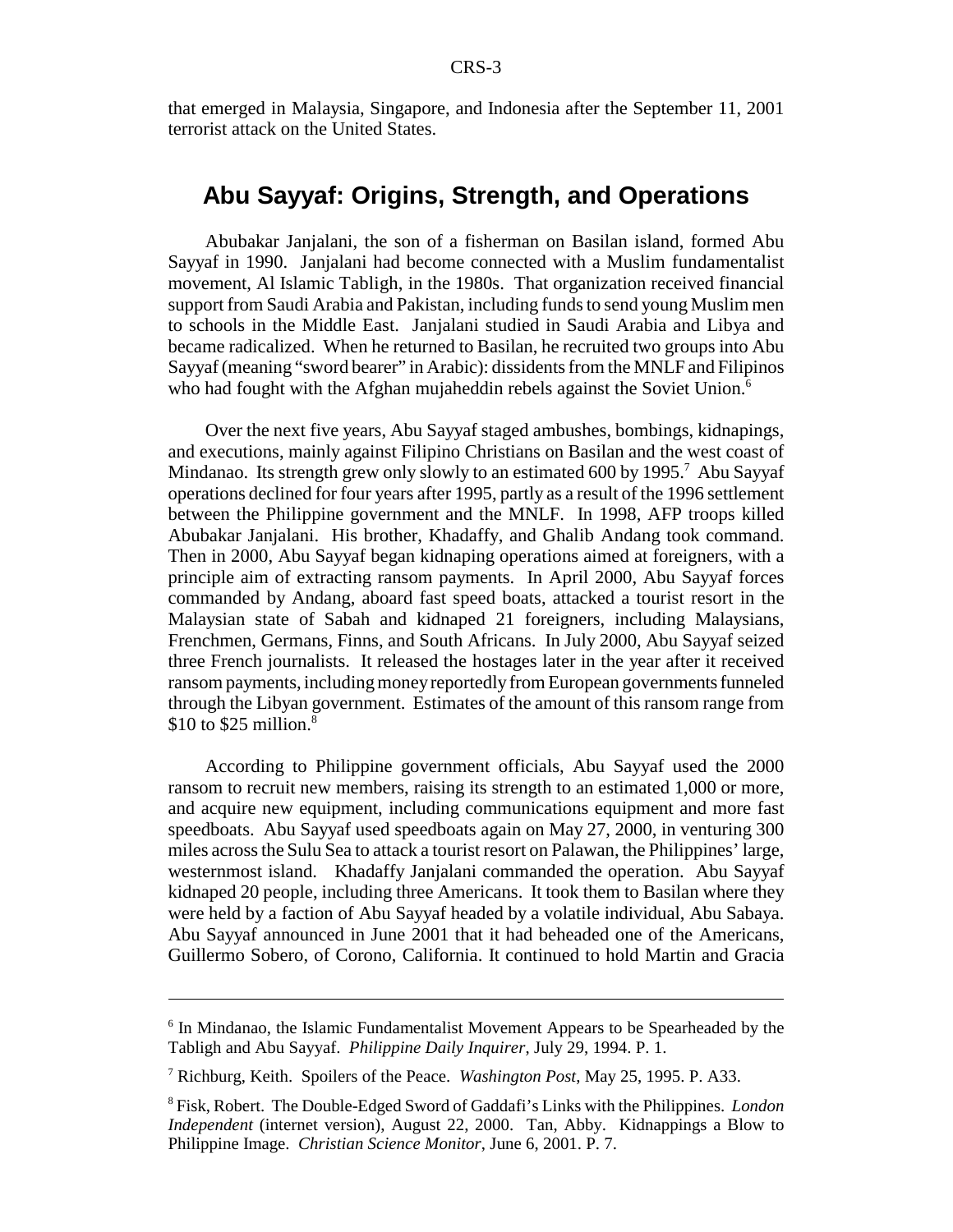that emerged in Malaysia, Singapore, and Indonesia after the September 11, 2001 terrorist attack on the United States.

## Abu Sayyaf: Origins, Strength, and Operations

Abubakar Janjalani, the son of a fisherman on Basilan island, formed Abu Sayyaf in 1990. Janjalani had become connected with a Muslim fundamentalist movement, Al Islamic Tabligh, in the 1980s. That organization received financial support from Saudi Arabia and Pakistan, including funds to send young Muslim men to schools in the Middle East. Janjalani studied in Saudi Arabia and Libya and became radicalized. When he returned to Basilan, he recruited two groups into Abu Sayyaf (meaning "sword bearer" in Arabic): dissidents from the MNLF and Filipinos who had fought with the Afghan mujaheddin rebels against the Soviet Union.[6]

Over the next five years, Abu Sayyaf staged ambushes, bombings, kidnapings, and executions, mainly against Filipino Christians on Basilan and the west coast of Mindanao. Its strength grew only slowly to an estimated 600 by 1995.[7] Abu Sayyaf operations declined for four years after 1995, partly as a result of the 1996 settlement between the Philippine government and the MNLF. In 1998, AFP troops killed Abubakar Janjalani. His brother, Khadaffy, and Ghalib Andang took command. Then in 2000, Abu Sayyaf began kidnaping operations aimed at foreigners, with a principle aim of extracting ransom payments. In April 2000, Abu Sayyaf forces commanded by Andang, aboard fast speed boats, attacked a tourist resort in the Malaysian state of Sabah and kidnaped 21 foreigners, including Malaysians, Frenchmen, Germans, Finns, and South Africans. In July 2000, Abu Sayyaf seized three French journalists. It released the hostages later in the year after it received ransom payments, including money reportedly from European governments funneled through the Libyan government. Estimates of the amount of this ransom range from \$10 to \$25 million.[8]

According to Philippine government officials, Abu Sayyaf used the 2000 ransom to recruit new members, raising its strength to an estimated 1,000 or more, and acquire new equipment, including communications equipment and more fast speedboats. Abu Sayyaf used speedboats again on May 27, 2000, in venturing 300 miles across the Sulu Sea to attack a tourist resort on Palawan, the Philippines' large, westernmost island. Khadaffy Janjalani commanded the operation. Abu Sayyaf kidnaped 20 people, including three Americans. It took them to Basilan where they were held by a faction of Abu Sayyaf headed by a volatile individual, Abu Sabaya. Abu Sayyaf announced in June 2001 that it had beheaded one of the Americans, Guillermo Sobero, of Corono, California. It continued to hold Martin and Gracia

---

[6] In Mindanao, the Islamic Fundamentalist Movement Appears to be Spearheaded by the Tabligh and Abu Sayyaf. *Philippine Daily Inquirer*, July 29, 1994. P. 1.

[7] Richburg, Keith. Spoilers of the Peace. *Washington Post*, May 25, 1995. P. A33.

[8] Fisk, Robert. The Double-Edged Sword of Gaddafi's Links with the Philippines. *London Independent* (internet version), August 22, 2000. Tan, Abby. Kidnappings a Blow to Philippine Image. *Christian Science Monitor*, June 6, 2001. P. 7.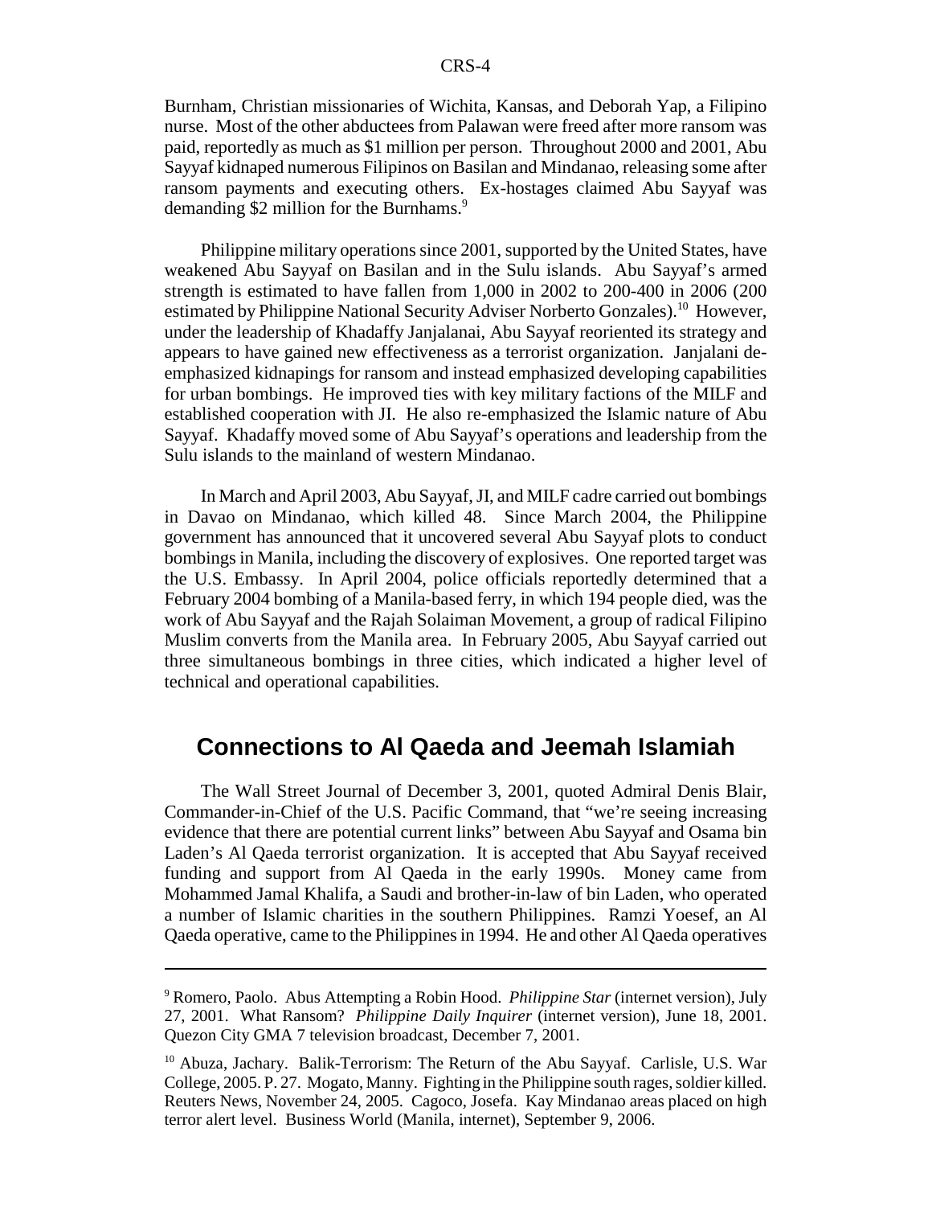Burnham, Christian missionaries of Wichita, Kansas, and Deborah Yap, a Filipino nurse. Most of the other abductees from Palawan were freed after more ransom was paid, reportedly as much as $1 million per person. Throughout 2000 and 2001, Abu Sayyaf kidnaped numerous Filipinos on Basilan and Mindanao, releasing some after ransom payments and executing others. Ex-hostages claimed Abu Sayyaf was demanding $2 million for the Burnhams.[9]

Philippine military operations since 2001, supported by the United States, have weakened Abu Sayyaf on Basilan and in the Sulu islands. Abu Sayyaf's armed strength is estimated to have fallen from 1,000 in 2002 to 200-400 in 2006 (200 estimated by Philippine National Security Adviser Norberto Gonzales).[10] However, under the leadership of Khadaffy Janjalanai, Abu Sayyaf reoriented its strategy and appears to have gained new effectiveness as a terrorist organization. Janjalani de-emphasized kidnapings for ransom and instead emphasized developing capabilities for urban bombings. He improved ties with key military factions of the MILF and established cooperation with JI. He also re-emphasized the Islamic nature of Abu Sayyaf. Khadaffy moved some of Abu Sayyaf's operations and leadership from the Sulu islands to the mainland of western Mindanao.

In March and April 2003, Abu Sayyaf, JI, and MILF cadre carried out bombings in Davao on Mindanao, which killed 48. Since March 2004, the Philippine government has announced that it uncovered several Abu Sayyaf plots to conduct bombings in Manila, including the discovery of explosives. One reported target was the U.S. Embassy. In April 2004, police officials reportedly determined that a February 2004 bombing of a Manila-based ferry, in which 194 people died, was the work of Abu Sayyaf and the Rajah Solaiman Movement, a group of radical Filipino Muslim converts from the Manila area. In February 2005, Abu Sayyaf carried out three simultaneous bombings in three cities, which indicated a higher level of technical and operational capabilities.

## Connections to Al Qaeda and Jeemah Islamiah

The Wall Street Journal of December 3, 2001, quoted Admiral Denis Blair, Commander-in-Chief of the U.S. Pacific Command, that "we're seeing increasing evidence that there are potential current links" between Abu Sayyaf and Osama bin Laden's Al Qaeda terrorist organization. It is accepted that Abu Sayyaf received funding and support from Al Qaeda in the early 1990s. Money came from Mohammed Jamal Khalifa, a Saudi and brother-in-law of bin Laden, who operated a number of Islamic charities in the southern Philippines. Ramzi Yoesef, an Al Qaeda operative, came to the Philippines in 1994. He and other Al Qaeda operatives

---

[9] Romero, Paolo. Abus Attempting a Robin Hood. *Philippine Star* (internet version), July 27, 2001. What Ransom? *Philippine Daily Inquirer* (internet version), June 18, 2001. Quezon City GMA 7 television broadcast, December 7, 2001.

[10] Abuza, Jachary. Balik-Terrorism: The Return of the Abu Sayyaf. Carlisle, U.S. War College, 2005. P. 27. Mogato, Manny. Fighting in the Philippine south rages, soldier killed. Reuters News, November 24, 2005. Cagoco, Josefa. Kay Mindanao areas placed on high terror alert level. Business World (Manila, internet), September 9, 2006.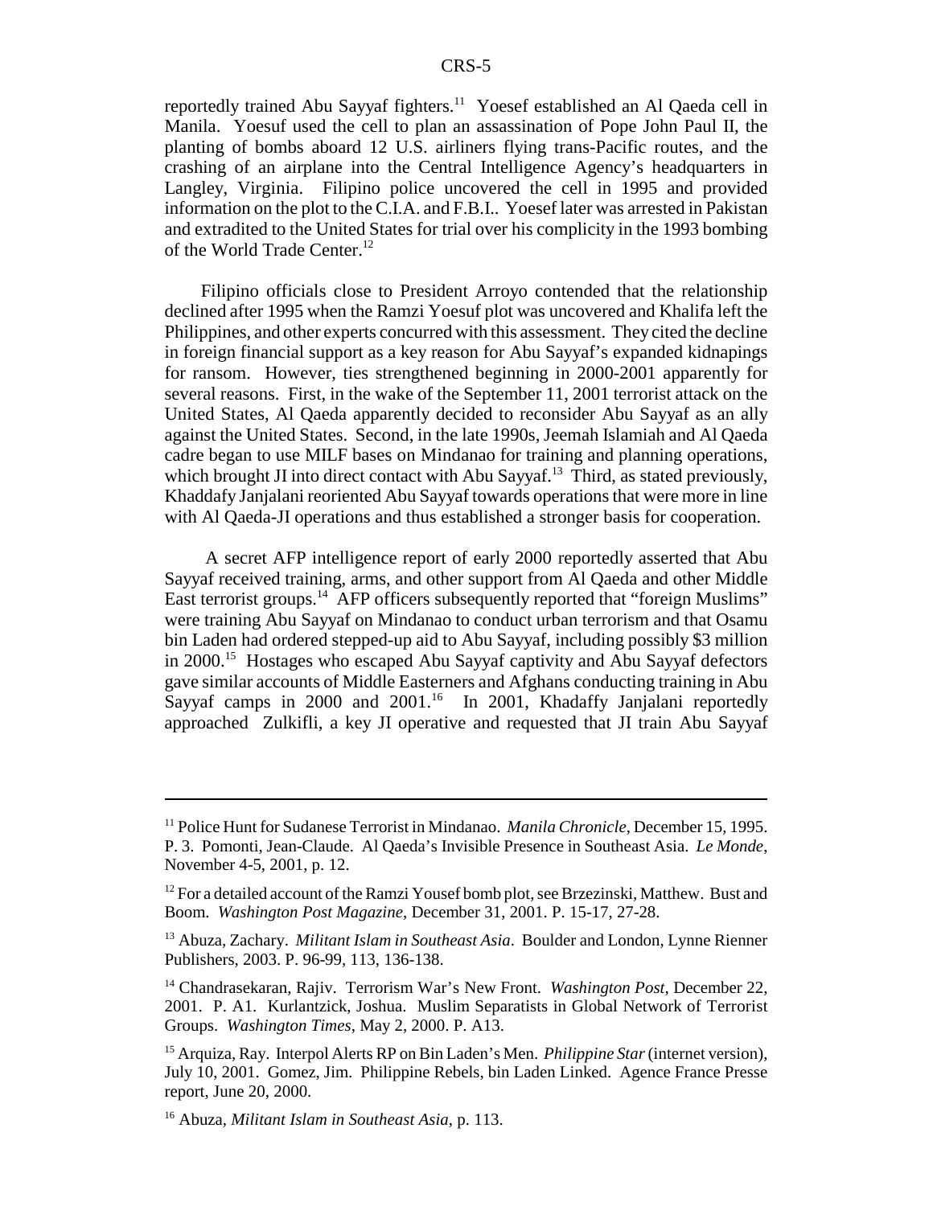reportedly trained Abu Sayyaf fighters.[11] Yoesef established an Al Qaeda cell in Manila. Yoesuf used the cell to plan an assassination of Pope John Paul II, the planting of bombs aboard 12 U.S. airliners flying trans-Pacific routes, and the crashing of an airplane into the Central Intelligence Agency's headquarters in Langley, Virginia. Filipino police uncovered the cell in 1995 and provided information on the plot to the C.I.A. and F.B.I.. Yoesef later was arrested in Pakistan and extradited to the United States for trial over his complicity in the 1993 bombing of the World Trade Center.[12]

Filipino officials close to President Arroyo contended that the relationship declined after 1995 when the Ramzi Yoesuf plot was uncovered and Khalifa left the Philippines, and other experts concurred with this assessment. They cited the decline in foreign financial support as a key reason for Abu Sayyaf's expanded kidnapings for ransom. However, ties strengthened beginning in 2000-2001 apparently for several reasons. First, in the wake of the September 11, 2001 terrorist attack on the United States, Al Qaeda apparently decided to reconsider Abu Sayyaf as an ally against the United States. Second, in the late 1990s, Jeemah Islamiah and Al Qaeda cadre began to use MILF bases on Mindanao for training and planning operations, which brought JI into direct contact with Abu Sayyaf.[13] Third, as stated previously, Khaddafy Janjalani reoriented Abu Sayyaf towards operations that were more in line with Al Qaeda-JI operations and thus established a stronger basis for cooperation.

A secret AFP intelligence report of early 2000 reportedly asserted that Abu Sayyaf received training, arms, and other support from Al Qaeda and other Middle East terrorist groups.[14] AFP officers subsequently reported that "foreign Muslims" were training Abu Sayyaf on Mindanao to conduct urban terrorism and that Osamu bin Laden had ordered stepped-up aid to Abu Sayyaf, including possibly $3 million in 2000.[15] Hostages who escaped Abu Sayyaf captivity and Abu Sayyaf defectors gave similar accounts of Middle Easterners and Afghans conducting training in Abu Sayyaf camps in 2000 and 2001.[16] In 2001, Khadaffy Janjalani reportedly approached Zulkifli, a key JI operative and requested that JI train Abu Sayyaf

---

[11] Police Hunt for Sudanese Terrorist in Mindanao. *Manila Chronicle*, December 15, 1995. P. 3. Pomonti, Jean-Claude. Al Qaeda's Invisible Presence in Southeast Asia. *Le Monde*, November 4-5, 2001, p. 12.

[12] For a detailed account of the Ramzi Yousef bomb plot, see Brzezinski, Matthew. Bust and Boom. *Washington Post Magazine*, December 31, 2001. P. 15-17, 27-28.

[13] Abuza, Zachary. *Militant Islam in Southeast Asia*. Boulder and London, Lynne Rienner Publishers, 2003. P. 96-99, 113, 136-138.

[14] Chandrasekaran, Rajiv. Terrorism War's New Front. *Washington Post*, December 22, 2001. P. A1. Kurlantzick, Joshua. Muslim Separatists in Global Network of Terrorist Groups. *Washington Times*, May 2, 2000. P. A13.

[15] Arquiza, Ray. Interpol Alerts RP on Bin Laden's Men. *Philippine Star* (internet version), July 10, 2001. Gomez, Jim. Philippine Rebels, bin Laden Linked. Agence France Presse report, June 20, 2000.

[16] Abuza, *Militant Islam in Southeast Asia*, p. 113.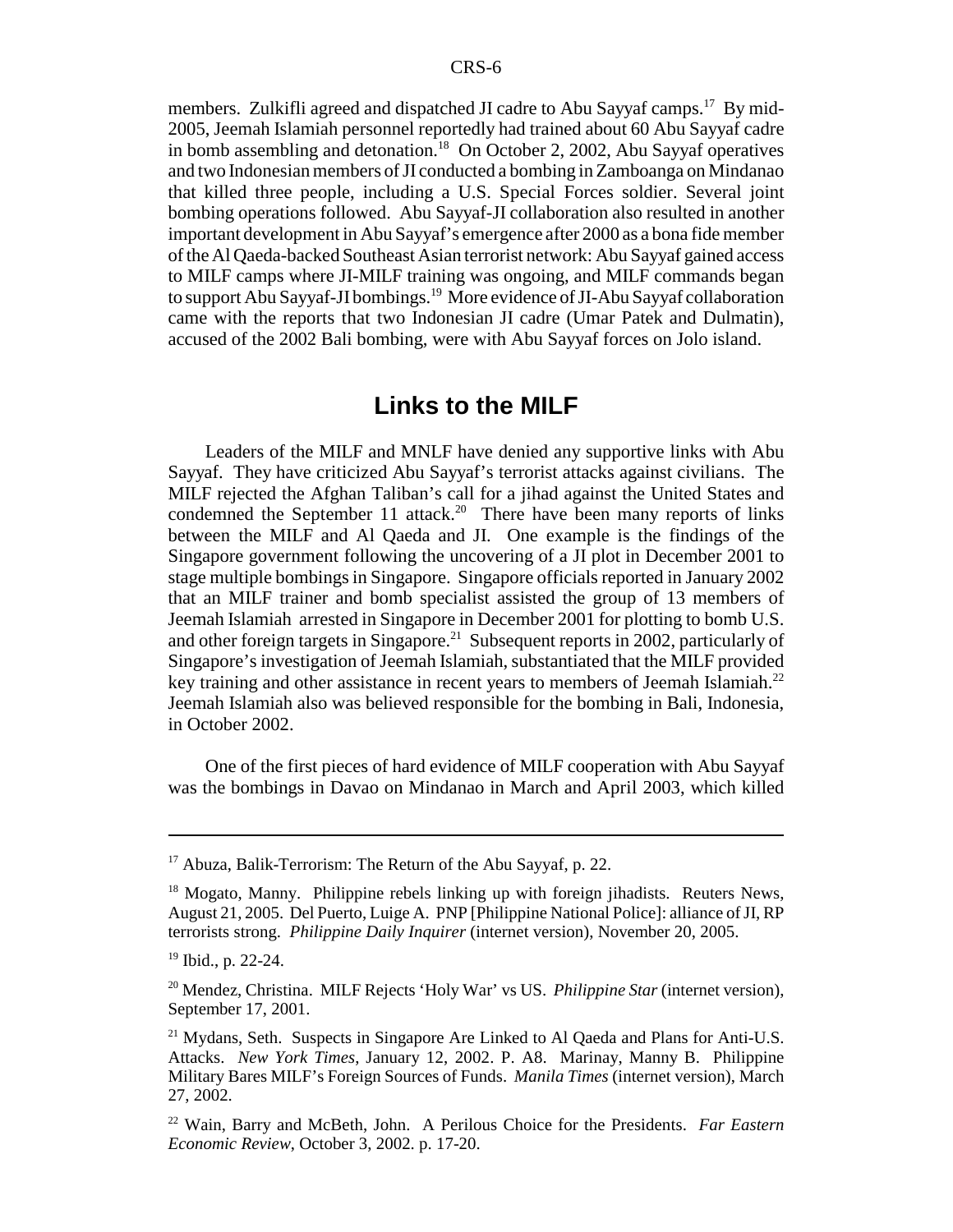members. Zulkifli agreed and dispatched JI cadre to Abu Sayyaf camps.[17] By mid-2005, Jeemah Islamiah personnel reportedly had trained about 60 Abu Sayyaf cadre in bomb assembling and detonation.[18] On October 2, 2002, Abu Sayyaf operatives and two Indonesian members of JI conducted a bombing in Zamboanga on Mindanao that killed three people, including a U.S. Special Forces soldier. Several joint bombing operations followed. Abu Sayyaf-JI collaboration also resulted in another important development in Abu Sayyaf's emergence after 2000 as a bona fide member of the Al Qaeda-backed Southeast Asian terrorist network: Abu Sayyaf gained access to MILF camps where JI-MILF training was ongoing, and MILF commands began to support Abu Sayyaf-JI bombings.[19] More evidence of JI-Abu Sayyaf collaboration came with the reports that two Indonesian JI cadre (Umar Patek and Dulmatin), accused of the 2002 Bali bombing, were with Abu Sayyaf forces on Jolo island.

## Links to the MILF

Leaders of the MILF and MNLF have denied any supportive links with Abu Sayyaf. They have criticized Abu Sayyaf's terrorist attacks against civilians. The MILF rejected the Afghan Taliban's call for a jihad against the United States and condemned the September 11 attack.[20] There have been many reports of links between the MILF and Al Qaeda and JI. One example is the findings of the Singapore government following the uncovering of a JI plot in December 2001 to stage multiple bombings in Singapore. Singapore officials reported in January 2002 that an MILF trainer and bomb specialist assisted the group of 13 members of Jeemah Islamiah arrested in Singapore in December 2001 for plotting to bomb U.S. and other foreign targets in Singapore.[21] Subsequent reports in 2002, particularly of Singapore's investigation of Jeemah Islamiah, substantiated that the MILF provided key training and other assistance in recent years to members of Jeemah Islamiah.[22] Jeemah Islamiah also was believed responsible for the bombing in Bali, Indonesia, in October 2002.

One of the first pieces of hard evidence of MILF cooperation with Abu Sayyaf was the bombings in Davao on Mindanao in March and April 2003, which killed

---

[17] Abuza, Balik-Terrorism: The Return of the Abu Sayyaf, p. 22.

[18] Mogato, Manny. Philippine rebels linking up with foreign jihadists. Reuters News, August 21, 2005. Del Puerto, Luige A. PNP [Philippine National Police]: alliance of JI, RP terrorists strong. *Philippine Daily Inquirer* (internet version), November 20, 2005.

[19] Ibid., p. 22-24.

[20] Mendez, Christina. MILF Rejects 'Holy War' vs US. *Philippine Star* (internet version), September 17, 2001.

[21] Mydans, Seth. Suspects in Singapore Are Linked to Al Qaeda and Plans for Anti-U.S. Attacks. *New York Times*, January 12, 2002. P. A8. Marinay, Manny B. Philippine Military Bares MILF's Foreign Sources of Funds. *Manila Times* (internet version), March 27, 2002.

[22] Wain, Barry and McBeth, John. A Perilous Choice for the Presidents. *Far Eastern Economic Review*, October 3, 2002. p. 17-20.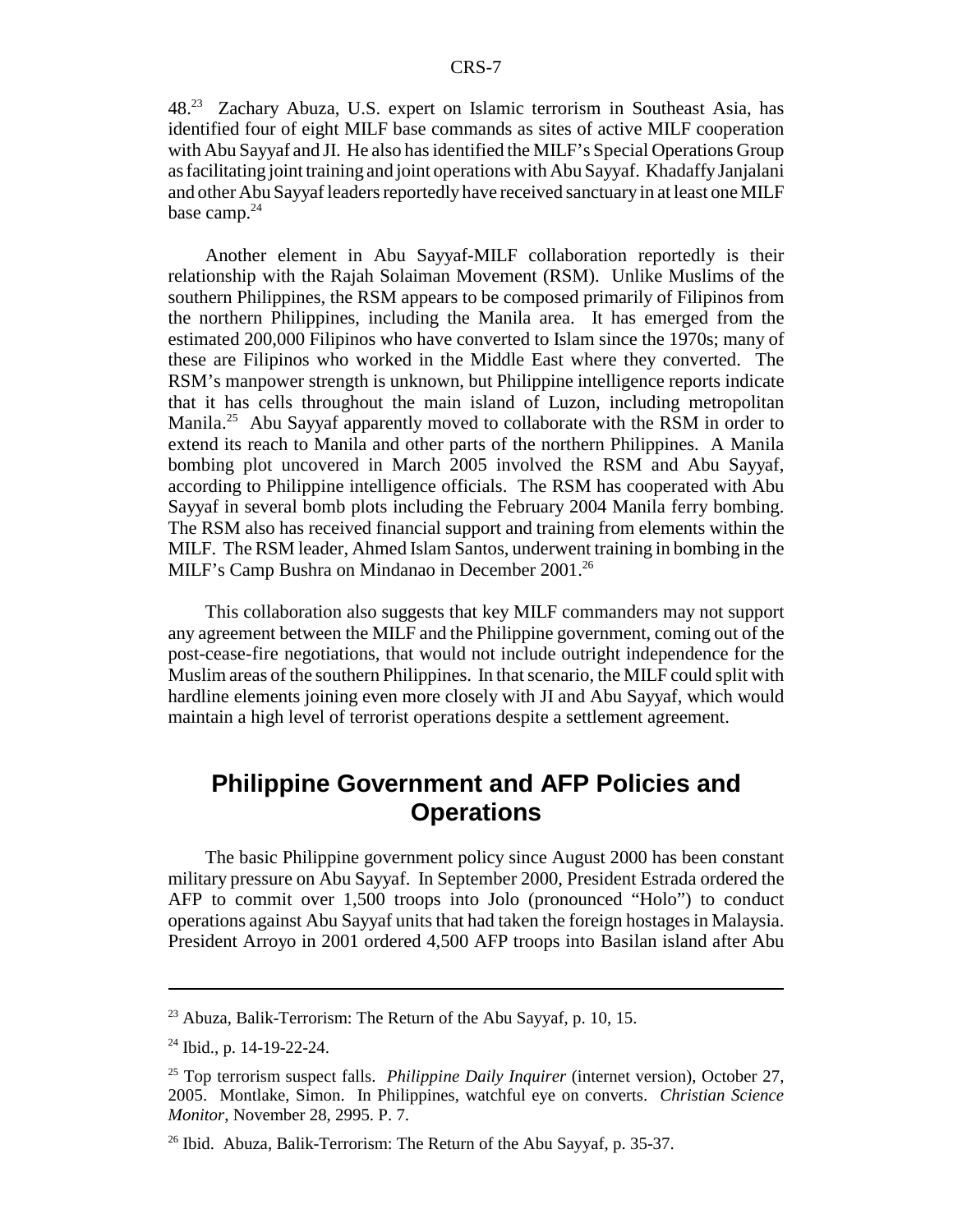48.[23] Zachary Abuza, U.S. expert on Islamic terrorism in Southeast Asia, has identified four of eight MILF base commands as sites of active MILF cooperation with Abu Sayyaf and JI. He also has identified the MILF's Special Operations Group as facilitating joint training and joint operations with Abu Sayyaf. Khadaffy Janjalani and other Abu Sayyaf leaders reportedly have received sanctuary in at least one MILF base camp.[24]

Another element in Abu Sayyaf-MILF collaboration reportedly is their relationship with the Rajah Solaiman Movement (RSM). Unlike Muslims of the southern Philippines, the RSM appears to be composed primarily of Filipinos from the northern Philippines, including the Manila area. It has emerged from the estimated 200,000 Filipinos who have converted to Islam since the 1970s; many of these are Filipinos who worked in the Middle East where they converted. The RSM's manpower strength is unknown, but Philippine intelligence reports indicate that it has cells throughout the main island of Luzon, including metropolitan Manila.[25] Abu Sayyaf apparently moved to collaborate with the RSM in order to extend its reach to Manila and other parts of the northern Philippines. A Manila bombing plot uncovered in March 2005 involved the RSM and Abu Sayyaf, according to Philippine intelligence officials. The RSM has cooperated with Abu Sayyaf in several bomb plots including the February 2004 Manila ferry bombing. The RSM also has received financial support and training from elements within the MILF. The RSM leader, Ahmed Islam Santos, underwent training in bombing in the MILF's Camp Bushra on Mindanao in December 2001.[26]

This collaboration also suggests that key MILF commanders may not support any agreement between the MILF and the Philippine government, coming out of the post-cease-fire negotiations, that would not include outright independence for the Muslim areas of the southern Philippines. In that scenario, the MILF could split with hardline elements joining even more closely with JI and Abu Sayyaf, which would maintain a high level of terrorist operations despite a settlement agreement.

## Philippine Government and AFP Policies and Operations

The basic Philippine government policy since August 2000 has been constant military pressure on Abu Sayyaf. In September 2000, President Estrada ordered the AFP to commit over 1,500 troops into Jolo (pronounced "Holo") to conduct operations against Abu Sayyaf units that had taken the foreign hostages in Malaysia. President Arroyo in 2001 ordered 4,500 AFP troops into Basilan island after Abu

---

[23] Abuza, Balik-Terrorism: The Return of the Abu Sayyaf, p. 10, 15.

[24] Ibid., p. 14-19-22-24.

[25] Top terrorism suspect falls. *Philippine Daily Inquirer* (internet version), October 27, 2005. Montlake, Simon. In Philippines, watchful eye on converts. *Christian Science Monitor*, November 28, 2995. P. 7.

[26] Ibid. Abuza, Balik-Terrorism: The Return of the Abu Sayyaf, p. 35-37.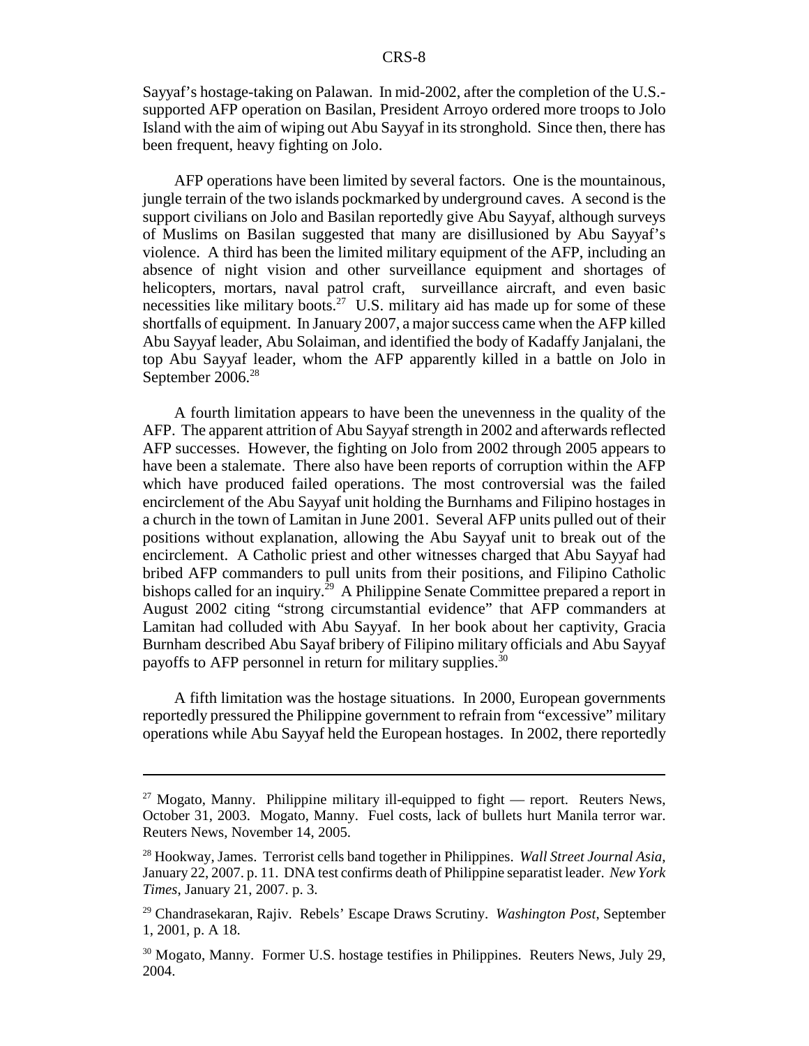Sayyaf's hostage-taking on Palawan. In mid-2002, after the completion of the U.S.-supported AFP operation on Basilan, President Arroyo ordered more troops to Jolo Island with the aim of wiping out Abu Sayyaf in its stronghold. Since then, there has been frequent, heavy fighting on Jolo.

AFP operations have been limited by several factors. One is the mountainous, jungle terrain of the two islands pockmarked by underground caves. A second is the support civilians on Jolo and Basilan reportedly give Abu Sayyaf, although surveys of Muslims on Basilan suggested that many are disillusioned by Abu Sayyaf's violence. A third has been the limited military equipment of the AFP, including an absence of night vision and other surveillance equipment and shortages of helicopters, mortars, naval patrol craft, surveillance aircraft, and even basic necessities like military boots.[27] U.S. military aid has made up for some of these shortfalls of equipment. In January 2007, a major success came when the AFP killed Abu Sayyaf leader, Abu Solaiman, and identified the body of Kadaffy Janjalani, the top Abu Sayyaf leader, whom the AFP apparently killed in a battle on Jolo in September 2006.[28]

A fourth limitation appears to have been the unevenness in the quality of the AFP. The apparent attrition of Abu Sayyaf strength in 2002 and afterwards reflected AFP successes. However, the fighting on Jolo from 2002 through 2005 appears to have been a stalemate. There also have been reports of corruption within the AFP which have produced failed operations. The most controversial was the failed encirclement of the Abu Sayyaf unit holding the Burnhams and Filipino hostages in a church in the town of Lamitan in June 2001. Several AFP units pulled out of their positions without explanation, allowing the Abu Sayyaf unit to break out of the encirclement. A Catholic priest and other witnesses charged that Abu Sayyaf had bribed AFP commanders to pull units from their positions, and Filipino Catholic bishops called for an inquiry.[29] A Philippine Senate Committee prepared a report in August 2002 citing "strong circumstantial evidence" that AFP commanders at Lamitan had colluded with Abu Sayyaf. In her book about her captivity, Gracia Burnham described Abu Sayaf bribery of Filipino military officials and Abu Sayyaf payoffs to AFP personnel in return for military supplies.[30]

A fifth limitation was the hostage situations. In 2000, European governments reportedly pressured the Philippine government to refrain from "excessive" military operations while Abu Sayyaf held the European hostages. In 2002, there reportedly

---

[27] Mogato, Manny. Philippine military ill-equipped to fight — report. Reuters News, October 31, 2003. Mogato, Manny. Fuel costs, lack of bullets hurt Manila terror war. Reuters News, November 14, 2005.

[28] Hookway, James. Terrorist cells band together in Philippines. *Wall Street Journal Asia*, January 22, 2007. p. 11. DNA test confirms death of Philippine separatist leader. *New York Times*, January 21, 2007. p. 3.

[29] Chandrasekaran, Rajiv. Rebels' Escape Draws Scrutiny. *Washington Post*, September 1, 2001, p. A 18.

[30] Mogato, Manny. Former U.S. hostage testifies in Philippines. Reuters News, July 29, 2004.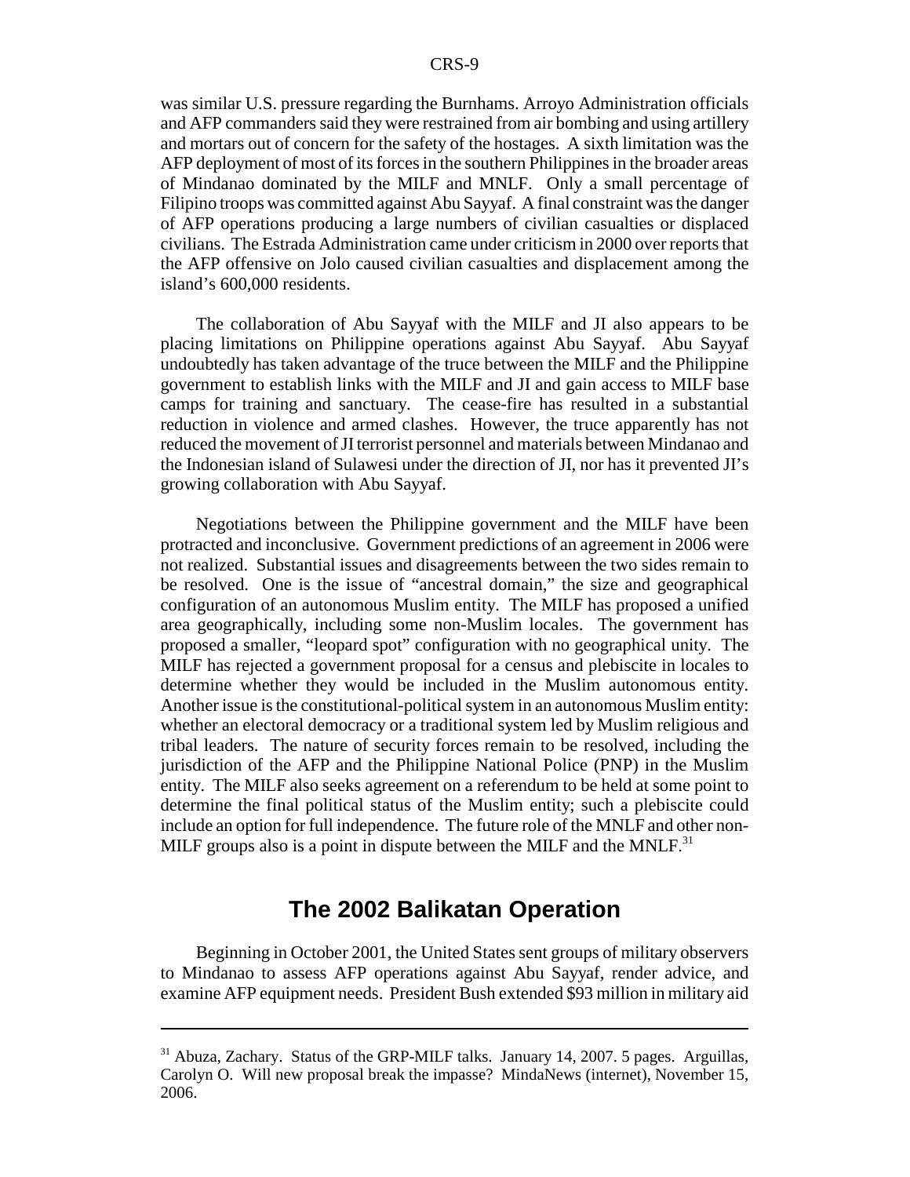was similar U.S. pressure regarding the Burnhams. Arroyo Administration officials and AFP commanders said they were restrained from air bombing and using artillery and mortars out of concern for the safety of the hostages. A sixth limitation was the AFP deployment of most of its forces in the southern Philippines in the broader areas of Mindanao dominated by the MILF and MNLF. Only a small percentage of Filipino troops was committed against Abu Sayyaf. A final constraint was the danger of AFP operations producing a large numbers of civilian casualties or displaced civilians. The Estrada Administration came under criticism in 2000 over reports that the AFP offensive on Jolo caused civilian casualties and displacement among the island's 600,000 residents.

The collaboration of Abu Sayyaf with the MILF and JI also appears to be placing limitations on Philippine operations against Abu Sayyaf. Abu Sayyaf undoubtedly has taken advantage of the truce between the MILF and the Philippine government to establish links with the MILF and JI and gain access to MILF base camps for training and sanctuary. The cease-fire has resulted in a substantial reduction in violence and armed clashes. However, the truce apparently has not reduced the movement of JI terrorist personnel and materials between Mindanao and the Indonesian island of Sulawesi under the direction of JI, nor has it prevented JI's growing collaboration with Abu Sayyaf.

Negotiations between the Philippine government and the MILF have been protracted and inconclusive. Government predictions of an agreement in 2006 were not realized. Substantial issues and disagreements between the two sides remain to be resolved. One is the issue of "ancestral domain," the size and geographical configuration of an autonomous Muslim entity. The MILF has proposed a unified area geographically, including some non-Muslim locales. The government has proposed a smaller, "leopard spot" configuration with no geographical unity. The MILF has rejected a government proposal for a census and plebiscite in locales to determine whether they would be included in the Muslim autonomous entity. Another issue is the constitutional-political system in an autonomous Muslim entity: whether an electoral democracy or a traditional system led by Muslim religious and tribal leaders. The nature of security forces remain to be resolved, including the jurisdiction of the AFP and the Philippine National Police (PNP) in the Muslim entity. The MILF also seeks agreement on a referendum to be held at some point to determine the final political status of the Muslim entity; such a plebiscite could include an option for full independence. The future role of the MNLF and other non-MILF groups also is a point in dispute between the MILF and the MNLF.[31]

## The 2002 Balikatan Operation

Beginning in October 2001, the United States sent groups of military observers to Mindanao to assess AFP operations against Abu Sayyaf, render advice, and examine AFP equipment needs. President Bush extended $93 million in military aid

---

[31] Abuza, Zachary. Status of the GRP-MILF talks. January 14, 2007. 5 pages. Arguillas, Carolyn O. Will new proposal break the impasse? MindaNews (internet), November 15, 2006.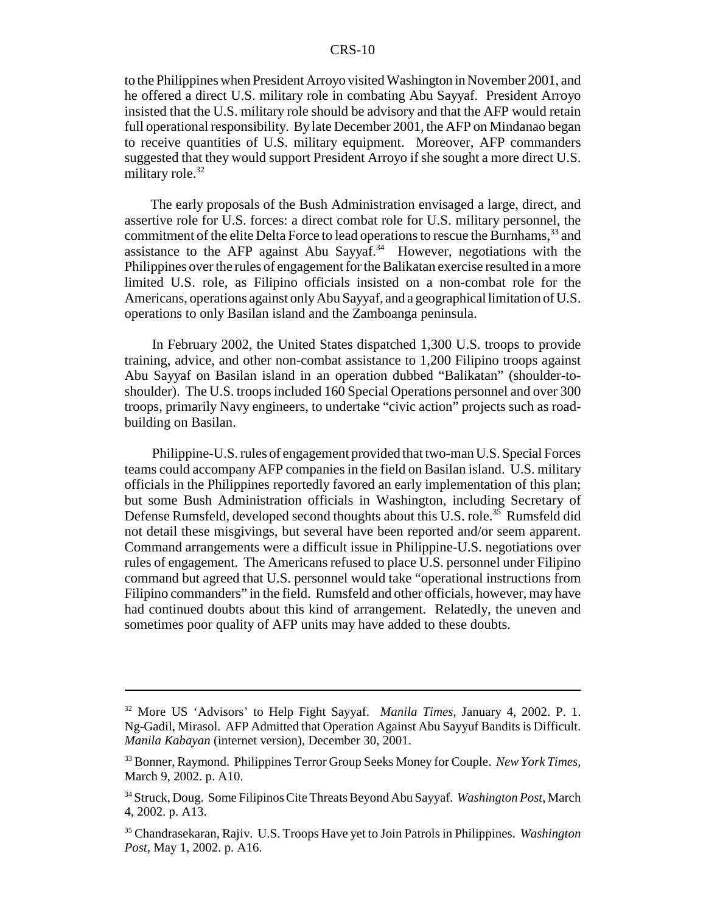to the Philippines when President Arroyo visited Washington in November 2001, and he offered a direct U.S. military role in combating Abu Sayyaf. President Arroyo insisted that the U.S. military role should be advisory and that the AFP would retain full operational responsibility. By late December 2001, the AFP on Mindanao began to receive quantities of U.S. military equipment. Moreover, AFP commanders suggested that they would support President Arroyo if she sought a more direct U.S. military role.[32]

The early proposals of the Bush Administration envisaged a large, direct, and assertive role for U.S. forces: a direct combat role for U.S. military personnel, the commitment of the elite Delta Force to lead operations to rescue the Burnhams,[33] and assistance to the AFP against Abu Sayyaf.[34] However, negotiations with the Philippines over the rules of engagement for the Balikatan exercise resulted in a more limited U.S. role, as Filipino officials insisted on a non-combat role for the Americans, operations against only Abu Sayyaf, and a geographical limitation of U.S. operations to only Basilan island and the Zamboanga peninsula.

In February 2002, the United States dispatched 1,300 U.S. troops to provide training, advice, and other non-combat assistance to 1,200 Filipino troops against Abu Sayyaf on Basilan island in an operation dubbed "Balikatan" (shoulder-to-shoulder). The U.S. troops included 160 Special Operations personnel and over 300 troops, primarily Navy engineers, to undertake "civic action" projects such as road-building on Basilan.

Philippine-U.S. rules of engagement provided that two-man U.S. Special Forces teams could accompany AFP companies in the field on Basilan island. U.S. military officials in the Philippines reportedly favored an early implementation of this plan; but some Bush Administration officials in Washington, including Secretary of Defense Rumsfeld, developed second thoughts about this U.S. role.[35] Rumsfeld did not detail these misgivings, but several have been reported and/or seem apparent. Command arrangements were a difficult issue in Philippine-U.S. negotiations over rules of engagement. The Americans refused to place U.S. personnel under Filipino command but agreed that U.S. personnel would take "operational instructions from Filipino commanders" in the field. Rumsfeld and other officials, however, may have had continued doubts about this kind of arrangement. Relatedly, the uneven and sometimes poor quality of AFP units may have added to these doubts.

---

[32] More US 'Advisors' to Help Fight Sayyaf. *Manila Times*, January 4, 2002. P. 1. Ng-Gadil, Mirasol. AFP Admitted that Operation Against Abu Sayyuf Bandits is Difficult. *Manila Kabayan* (internet version), December 30, 2001.

[33] Bonner, Raymond. Philippines Terror Group Seeks Money for Couple. *New York Times*, March 9, 2002. p. A10.

[34] Struck, Doug. Some Filipinos Cite Threats Beyond Abu Sayyaf. *Washington Post*, March 4, 2002. p. A13.

[35] Chandrasekaran, Rajiv. U.S. Troops Have yet to Join Patrols in Philippines. *Washington Post*, May 1, 2002. p. A16.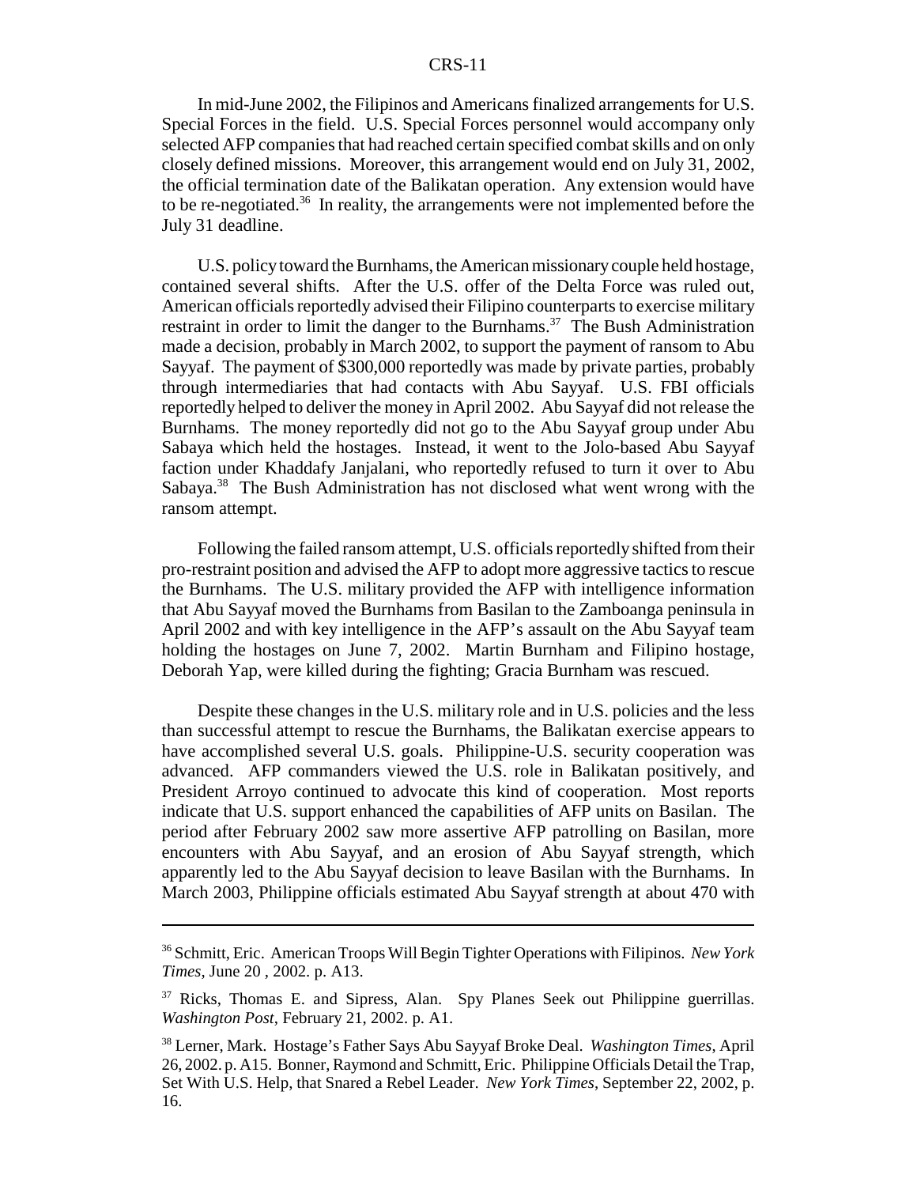In mid-June 2002, the Filipinos and Americans finalized arrangements for U.S. Special Forces in the field. U.S. Special Forces personnel would accompany only selected AFP companies that had reached certain specified combat skills and on only closely defined missions. Moreover, this arrangement would end on July 31, 2002, the official termination date of the Balikatan operation. Any extension would have to be re-negotiated.[36] In reality, the arrangements were not implemented before the July 31 deadline.

U.S. policy toward the Burnhams, the American missionary couple held hostage, contained several shifts. After the U.S. offer of the Delta Force was ruled out, American officials reportedly advised their Filipino counterparts to exercise military restraint in order to limit the danger to the Burnhams.[37] The Bush Administration made a decision, probably in March 2002, to support the payment of ransom to Abu Sayyaf. The payment of $300,000 reportedly was made by private parties, probably through intermediaries that had contacts with Abu Sayyaf. U.S. FBI officials reportedly helped to deliver the money in April 2002. Abu Sayyaf did not release the Burnhams. The money reportedly did not go to the Abu Sayyaf group under Abu Sabaya which held the hostages. Instead, it went to the Jolo-based Abu Sayyaf faction under Khaddafy Janjalani, who reportedly refused to turn it over to Abu Sabaya.[38] The Bush Administration has not disclosed what went wrong with the ransom attempt.

Following the failed ransom attempt, U.S. officials reportedly shifted from their pro-restraint position and advised the AFP to adopt more aggressive tactics to rescue the Burnhams. The U.S. military provided the AFP with intelligence information that Abu Sayyaf moved the Burnhams from Basilan to the Zamboanga peninsula in April 2002 and with key intelligence in the AFP's assault on the Abu Sayyaf team holding the hostages on June 7, 2002. Martin Burnham and Filipino hostage, Deborah Yap, were killed during the fighting; Gracia Burnham was rescued.

Despite these changes in the U.S. military role and in U.S. policies and the less than successful attempt to rescue the Burnhams, the Balikatan exercise appears to have accomplished several U.S. goals. Philippine-U.S. security cooperation was advanced. AFP commanders viewed the U.S. role in Balikatan positively, and President Arroyo continued to advocate this kind of cooperation. Most reports indicate that U.S. support enhanced the capabilities of AFP units on Basilan. The period after February 2002 saw more assertive AFP patrolling on Basilan, more encounters with Abu Sayyaf, and an erosion of Abu Sayyaf strength, which apparently led to the Abu Sayyaf decision to leave Basilan with the Burnhams. In March 2003, Philippine officials estimated Abu Sayyaf strength at about 470 with

---

[36] Schmitt, Eric. American Troops Will Begin Tighter Operations with Filipinos. *New York Times*, June 20 , 2002. p. A13.

[37] Ricks, Thomas E. and Sipress, Alan. Spy Planes Seek out Philippine guerrillas. *Washington Post*, February 21, 2002. p. A1.

[38] Lerner, Mark. Hostage's Father Says Abu Sayyaf Broke Deal. *Washington Times*, April 26, 2002. p. A15. Bonner, Raymond and Schmitt, Eric. Philippine Officials Detail the Trap, Set With U.S. Help, that Snared a Rebel Leader. *New York Times*, September 22, 2002, p. 16.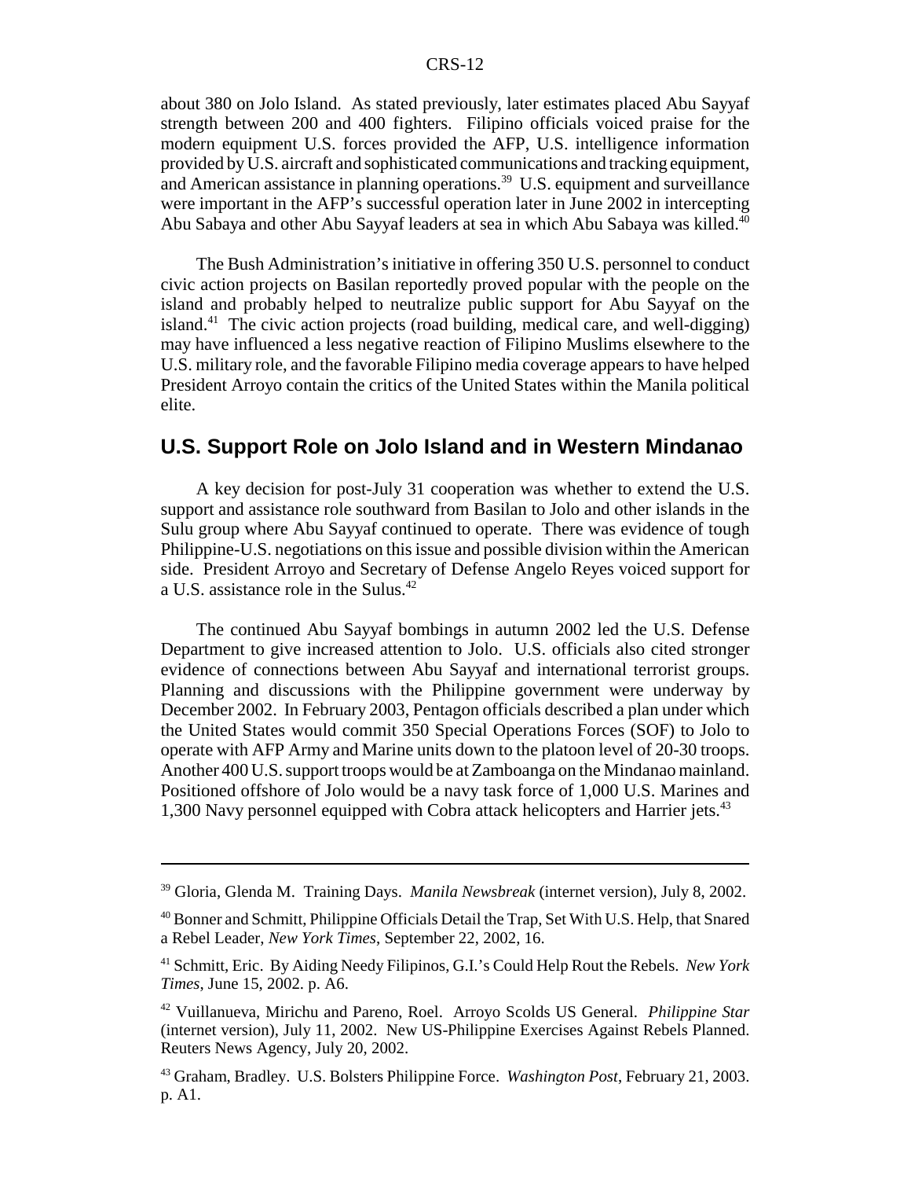about 380 on Jolo Island. As stated previously, later estimates placed Abu Sayyaf strength between 200 and 400 fighters. Filipino officials voiced praise for the modern equipment U.S. forces provided the AFP, U.S. intelligence information provided by U.S. aircraft and sophisticated communications and tracking equipment, and American assistance in planning operations.[39] U.S. equipment and surveillance were important in the AFP's successful operation later in June 2002 in intercepting Abu Sabaya and other Abu Sayyaf leaders at sea in which Abu Sabaya was killed.[40]

The Bush Administration's initiative in offering 350 U.S. personnel to conduct civic action projects on Basilan reportedly proved popular with the people on the island and probably helped to neutralize public support for Abu Sayyaf on the island.[41] The civic action projects (road building, medical care, and well-digging) may have influenced a less negative reaction of Filipino Muslims elsewhere to the U.S. military role, and the favorable Filipino media coverage appears to have helped President Arroyo contain the critics of the United States within the Manila political elite.

## U.S. Support Role on Jolo Island and in Western Mindanao

A key decision for post-July 31 cooperation was whether to extend the U.S. support and assistance role southward from Basilan to Jolo and other islands in the Sulu group where Abu Sayyaf continued to operate. There was evidence of tough Philippine-U.S. negotiations on this issue and possible division within the American side. President Arroyo and Secretary of Defense Angelo Reyes voiced support for a U.S. assistance role in the Sulus.[42]

The continued Abu Sayyaf bombings in autumn 2002 led the U.S. Defense Department to give increased attention to Jolo. U.S. officials also cited stronger evidence of connections between Abu Sayyaf and international terrorist groups. Planning and discussions with the Philippine government were underway by December 2002. In February 2003, Pentagon officials described a plan under which the United States would commit 350 Special Operations Forces (SOF) to Jolo to operate with AFP Army and Marine units down to the platoon level of 20-30 troops. Another 400 U.S. support troops would be at Zamboanga on the Mindanao mainland. Positioned offshore of Jolo would be a navy task force of 1,000 U.S. Marines and 1,300 Navy personnel equipped with Cobra attack helicopters and Harrier jets.[43]

---

[39] Gloria, Glenda M. Training Days. *Manila Newsbreak* (internet version), July 8, 2002.

[40] Bonner and Schmitt, Philippine Officials Detail the Trap, Set With U.S. Help, that Snared a Rebel Leader, *New York Times*, September 22, 2002, 16.

[41] Schmitt, Eric. By Aiding Needy Filipinos, G.I.'s Could Help Rout the Rebels. *New York Times*, June 15, 2002. p. A6.

[42] Vuillanueva, Mirichu and Pareno, Roel. Arroyo Scolds US General. *Philippine Star* (internet version), July 11, 2002. New US-Philippine Exercises Against Rebels Planned. Reuters News Agency, July 20, 2002.

[43] Graham, Bradley. U.S. Bolsters Philippine Force. *Washington Post*, February 21, 2003. p. A1.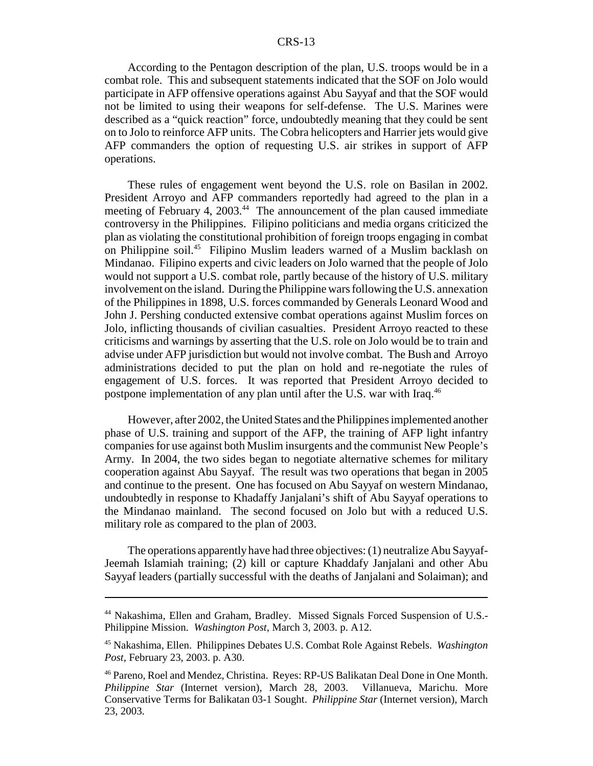According to the Pentagon description of the plan, U.S. troops would be in a combat role. This and subsequent statements indicated that the SOF on Jolo would participate in AFP offensive operations against Abu Sayyaf and that the SOF would not be limited to using their weapons for self-defense. The U.S. Marines were described as a "quick reaction" force, undoubtedly meaning that they could be sent on to Jolo to reinforce AFP units. The Cobra helicopters and Harrier jets would give AFP commanders the option of requesting U.S. air strikes in support of AFP operations.

These rules of engagement went beyond the U.S. role on Basilan in 2002. President Arroyo and AFP commanders reportedly had agreed to the plan in a meeting of February 4, 2003.[44] The announcement of the plan caused immediate controversy in the Philippines. Filipino politicians and media organs criticized the plan as violating the constitutional prohibition of foreign troops engaging in combat on Philippine soil.[45] Filipino Muslim leaders warned of a Muslim backlash on Mindanao. Filipino experts and civic leaders on Jolo warned that the people of Jolo would not support a U.S. combat role, partly because of the history of U.S. military involvement on the island. During the Philippine wars following the U.S. annexation of the Philippines in 1898, U.S. forces commanded by Generals Leonard Wood and John J. Pershing conducted extensive combat operations against Muslim forces on Jolo, inflicting thousands of civilian casualties. President Arroyo reacted to these criticisms and warnings by asserting that the U.S. role on Jolo would be to train and advise under AFP jurisdiction but would not involve combat. The Bush and Arroyo administrations decided to put the plan on hold and re-negotiate the rules of engagement of U.S. forces. It was reported that President Arroyo decided to postpone implementation of any plan until after the U.S. war with Iraq.[46]

However, after 2002, the United States and the Philippines implemented another phase of U.S. training and support of the AFP, the training of AFP light infantry companies for use against both Muslim insurgents and the communist New People's Army. In 2004, the two sides began to negotiate alternative schemes for military cooperation against Abu Sayyaf. The result was two operations that began in 2005 and continue to the present. One has focused on Abu Sayyaf on western Mindanao, undoubtedly in response to Khadaffy Janjalani's shift of Abu Sayyaf operations to the Mindanao mainland. The second focused on Jolo but with a reduced U.S. military role as compared to the plan of 2003.

The operations apparently have had three objectives: (1) neutralize Abu Sayyaf-Jeemah Islamiah training; (2) kill or capture Khaddafy Janjalani and other Abu Sayyaf leaders (partially successful with the deaths of Janjalani and Solaiman); and

---

[44] Nakashima, Ellen and Graham, Bradley. Missed Signals Forced Suspension of U.S.-Philippine Mission. *Washington Post*, March 3, 2003. p. A12.

[45] Nakashima, Ellen. Philippines Debates U.S. Combat Role Against Rebels. *Washington Post*, February 23, 2003. p. A30.

[46] Pareno, Roel and Mendez, Christina. Reyes: RP-US Balikatan Deal Done in One Month. *Philippine Star* (Internet version), March 28, 2003. Villanueva, Marichu. More Conservative Terms for Balikatan 03-1 Sought. *Philippine Star* (Internet version), March 23, 2003.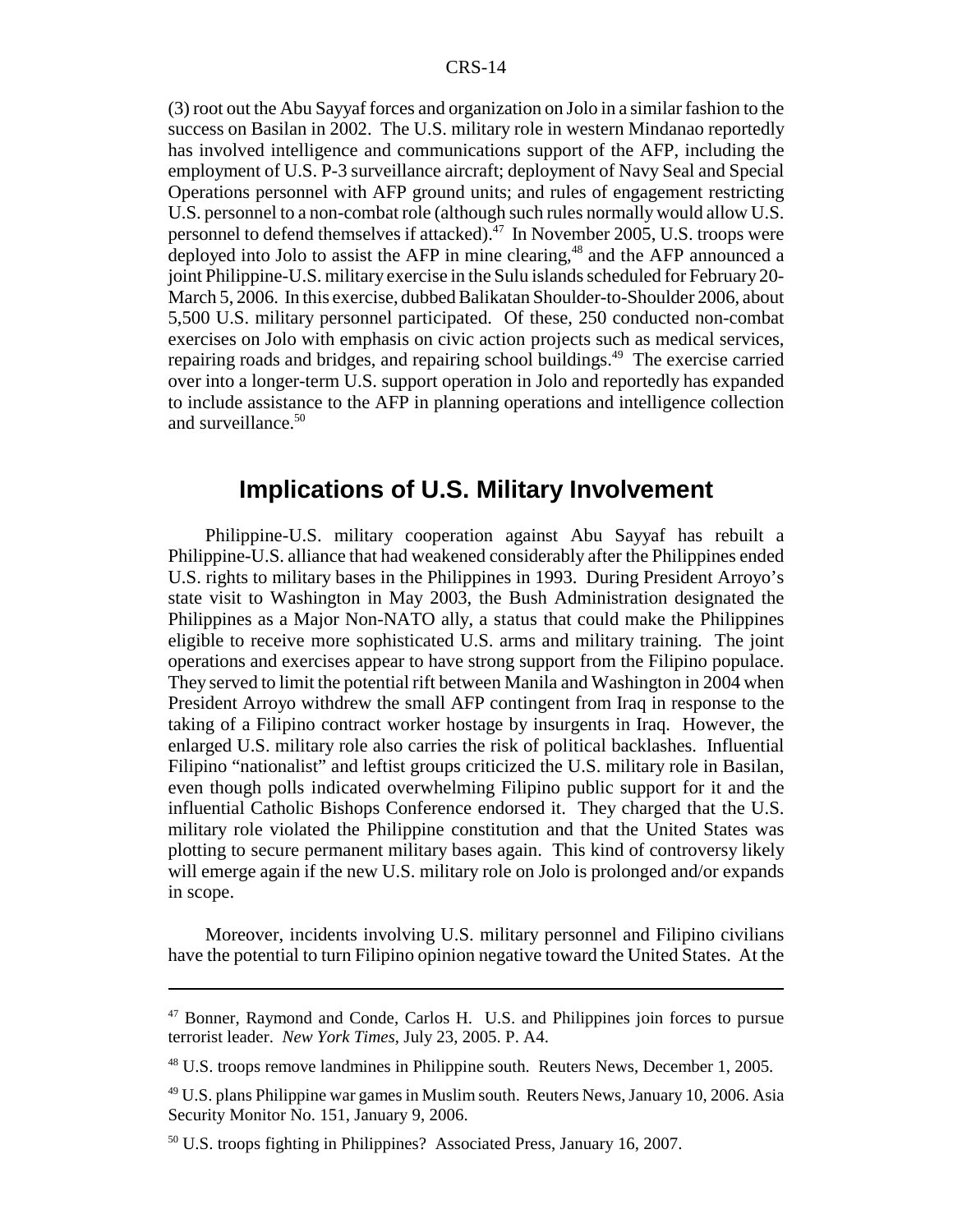(3) root out the Abu Sayyaf forces and organization on Jolo in a similar fashion to the success on Basilan in 2002. The U.S. military role in western Mindanao reportedly has involved intelligence and communications support of the AFP, including the employment of U.S. P-3 surveillance aircraft; deployment of Navy Seal and Special Operations personnel with AFP ground units; and rules of engagement restricting U.S. personnel to a non-combat role (although such rules normally would allow U.S. personnel to defend themselves if attacked).[47] In November 2005, U.S. troops were deployed into Jolo to assist the AFP in mine clearing,[48] and the AFP announced a joint Philippine-U.S. military exercise in the Sulu islands scheduled for February 20-March 5, 2006. In this exercise, dubbed Balikatan Shoulder-to-Shoulder 2006, about 5,500 U.S. military personnel participated. Of these, 250 conducted non-combat exercises on Jolo with emphasis on civic action projects such as medical services, repairing roads and bridges, and repairing school buildings.[49] The exercise carried over into a longer-term U.S. support operation in Jolo and reportedly has expanded to include assistance to the AFP in planning operations and intelligence collection and surveillance.[50]

## Implications of U.S. Military Involvement

Philippine-U.S. military cooperation against Abu Sayyaf has rebuilt a Philippine-U.S. alliance that had weakened considerably after the Philippines ended U.S. rights to military bases in the Philippines in 1993. During President Arroyo's state visit to Washington in May 2003, the Bush Administration designated the Philippines as a Major Non-NATO ally, a status that could make the Philippines eligible to receive more sophisticated U.S. arms and military training. The joint operations and exercises appear to have strong support from the Filipino populace. They served to limit the potential rift between Manila and Washington in 2004 when President Arroyo withdrew the small AFP contingent from Iraq in response to the taking of a Filipino contract worker hostage by insurgents in Iraq. However, the enlarged U.S. military role also carries the risk of political backlashes. Influential Filipino "nationalist" and leftist groups criticized the U.S. military role in Basilan, even though polls indicated overwhelming Filipino public support for it and the influential Catholic Bishops Conference endorsed it. They charged that the U.S. military role violated the Philippine constitution and that the United States was plotting to secure permanent military bases again. This kind of controversy likely will emerge again if the new U.S. military role on Jolo is prolonged and/or expands in scope.

Moreover, incidents involving U.S. military personnel and Filipino civilians have the potential to turn Filipino opinion negative toward the United States. At the

---

[47] Bonner, Raymond and Conde, Carlos H. U.S. and Philippines join forces to pursue terrorist leader. *New York Times*, July 23, 2005. P. A4.

[48] U.S. troops remove landmines in Philippine south. Reuters News, December 1, 2005.

[49] U.S. plans Philippine war games in Muslim south. Reuters News, January 10, 2006. Asia Security Monitor No. 151, January 9, 2006.

[50] U.S. troops fighting in Philippines? Associated Press, January 16, 2007.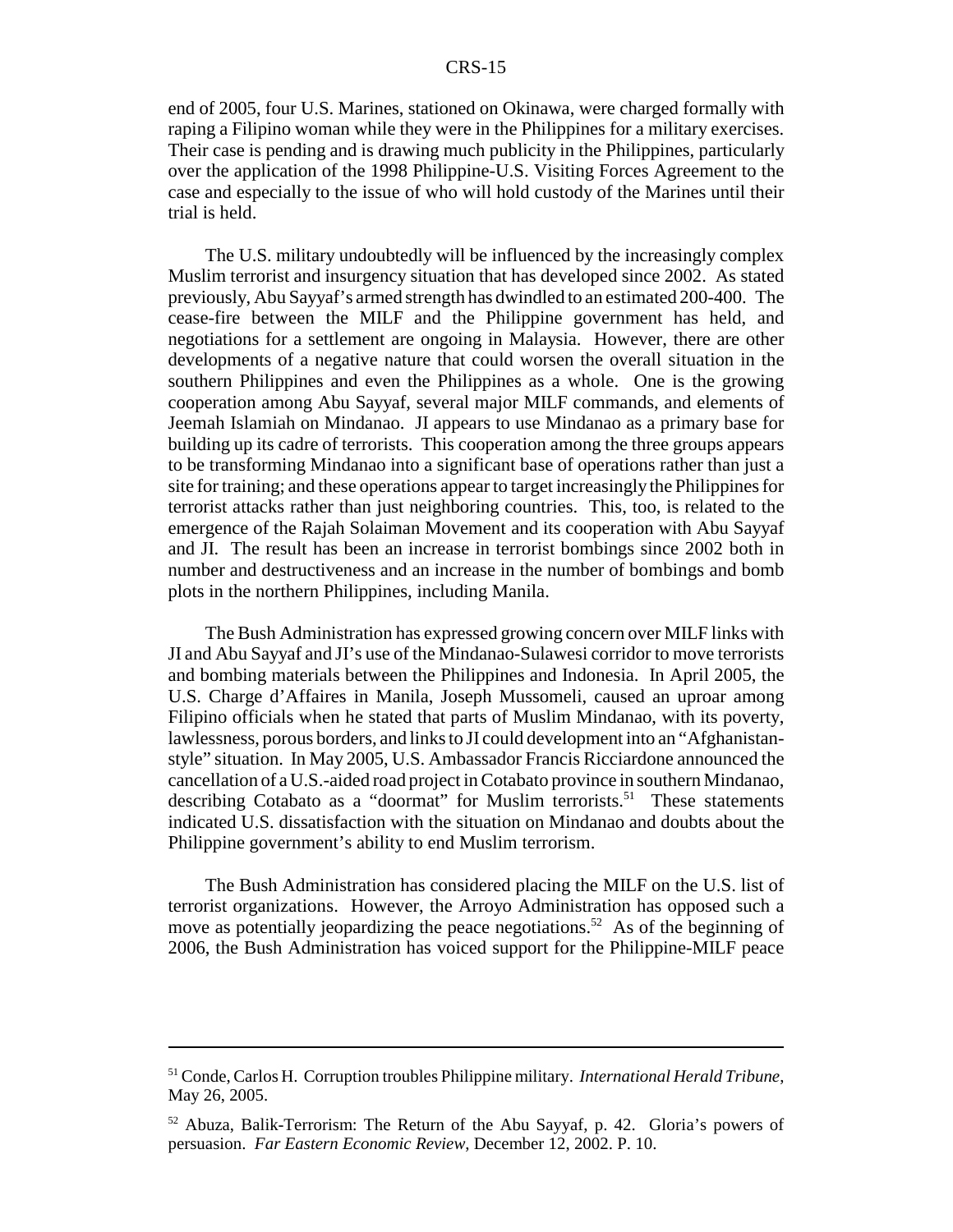end of 2005, four U.S. Marines, stationed on Okinawa, were charged formally with raping a Filipino woman while they were in the Philippines for a military exercises. Their case is pending and is drawing much publicity in the Philippines, particularly over the application of the 1998 Philippine-U.S. Visiting Forces Agreement to the case and especially to the issue of who will hold custody of the Marines until their trial is held.

The U.S. military undoubtedly will be influenced by the increasingly complex Muslim terrorist and insurgency situation that has developed since 2002. As stated previously, Abu Sayyaf's armed strength has dwindled to an estimated 200-400. The cease-fire between the MILF and the Philippine government has held, and negotiations for a settlement are ongoing in Malaysia. However, there are other developments of a negative nature that could worsen the overall situation in the southern Philippines and even the Philippines as a whole. One is the growing cooperation among Abu Sayyaf, several major MILF commands, and elements of Jeemah Islamiah on Mindanao. JI appears to use Mindanao as a primary base for building up its cadre of terrorists. This cooperation among the three groups appears to be transforming Mindanao into a significant base of operations rather than just a site for training; and these operations appear to target increasingly the Philippines for terrorist attacks rather than just neighboring countries. This, too, is related to the emergence of the Rajah Solaiman Movement and its cooperation with Abu Sayyaf and JI. The result has been an increase in terrorist bombings since 2002 both in number and destructiveness and an increase in the number of bombings and bomb plots in the northern Philippines, including Manila.

The Bush Administration has expressed growing concern over MILF links with JI and Abu Sayyaf and JI's use of the Mindanao-Sulawesi corridor to move terrorists and bombing materials between the Philippines and Indonesia. In April 2005, the U.S. Charge d'Affaires in Manila, Joseph Mussomeli, caused an uproar among Filipino officials when he stated that parts of Muslim Mindanao, with its poverty, lawlessness, porous borders, and links to JI could development into an "Afghanistan-style" situation. In May 2005, U.S. Ambassador Francis Ricciardone announced the cancellation of a U.S.-aided road project in Cotabato province in southern Mindanao, describing Cotabato as a "doormat" for Muslim terrorists.[51] These statements indicated U.S. dissatisfaction with the situation on Mindanao and doubts about the Philippine government's ability to end Muslim terrorism.

The Bush Administration has considered placing the MILF on the U.S. list of terrorist organizations. However, the Arroyo Administration has opposed such a move as potentially jeopardizing the peace negotiations.[52] As of the beginning of 2006, the Bush Administration has voiced support for the Philippine-MILF peace

---

[51] Conde, Carlos H. Corruption troubles Philippine military. *International Herald Tribune*, May 26, 2005.

[52] Abuza, Balik-Terrorism: The Return of the Abu Sayyaf, p. 42. Gloria's powers of persuasion. *Far Eastern Economic Review*, December 12, 2002. P. 10.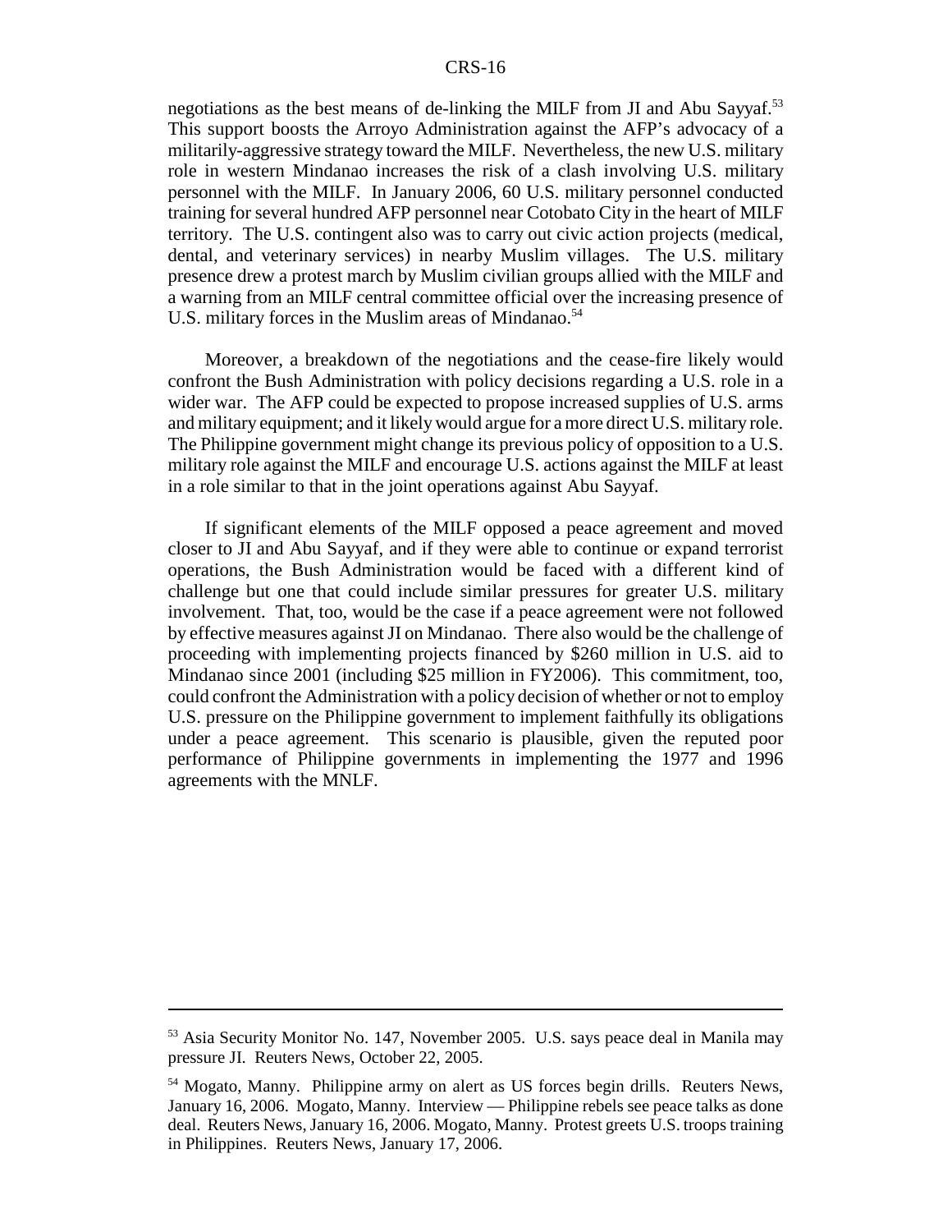negotiations as the best means of de-linking the MILF from JI and Abu Sayyaf.[53] This support boosts the Arroyo Administration against the AFP's advocacy of a militarily-aggressive strategy toward the MILF. Nevertheless, the new U.S. military role in western Mindanao increases the risk of a clash involving U.S. military personnel with the MILF. In January 2006, 60 U.S. military personnel conducted training for several hundred AFP personnel near Cotobato City in the heart of MILF territory. The U.S. contingent also was to carry out civic action projects (medical, dental, and veterinary services) in nearby Muslim villages. The U.S. military presence drew a protest march by Muslim civilian groups allied with the MILF and a warning from an MILF central committee official over the increasing presence of U.S. military forces in the Muslim areas of Mindanao.[54]

Moreover, a breakdown of the negotiations and the cease-fire likely would confront the Bush Administration with policy decisions regarding a U.S. role in a wider war. The AFP could be expected to propose increased supplies of U.S. arms and military equipment; and it likely would argue for a more direct U.S. military role. The Philippine government might change its previous policy of opposition to a U.S. military role against the MILF and encourage U.S. actions against the MILF at least in a role similar to that in the joint operations against Abu Sayyaf.

If significant elements of the MILF opposed a peace agreement and moved closer to JI and Abu Sayyaf, and if they were able to continue or expand terrorist operations, the Bush Administration would be faced with a different kind of challenge but one that could include similar pressures for greater U.S. military involvement. That, too, would be the case if a peace agreement were not followed by effective measures against JI on Mindanao. There also would be the challenge of proceeding with implementing projects financed by $260 million in U.S. aid to Mindanao since 2001 (including $25 million in FY2006). This commitment, too, could confront the Administration with a policy decision of whether or not to employ U.S. pressure on the Philippine government to implement faithfully its obligations under a peace agreement. This scenario is plausible, given the reputed poor performance of Philippine governments in implementing the 1977 and 1996 agreements with the MNLF.

---

[53] Asia Security Monitor No. 147, November 2005. U.S. says peace deal in Manila may pressure JI. Reuters News, October 22, 2005.

[54] Mogato, Manny. Philippine army on alert as US forces begin drills. Reuters News, January 16, 2006. Mogato, Manny. Interview — Philippine rebels see peace talks as done deal. Reuters News, January 16, 2006. Mogato, Manny. Protest greets U.S. troops training in Philippines. Reuters News, January 17, 2006.